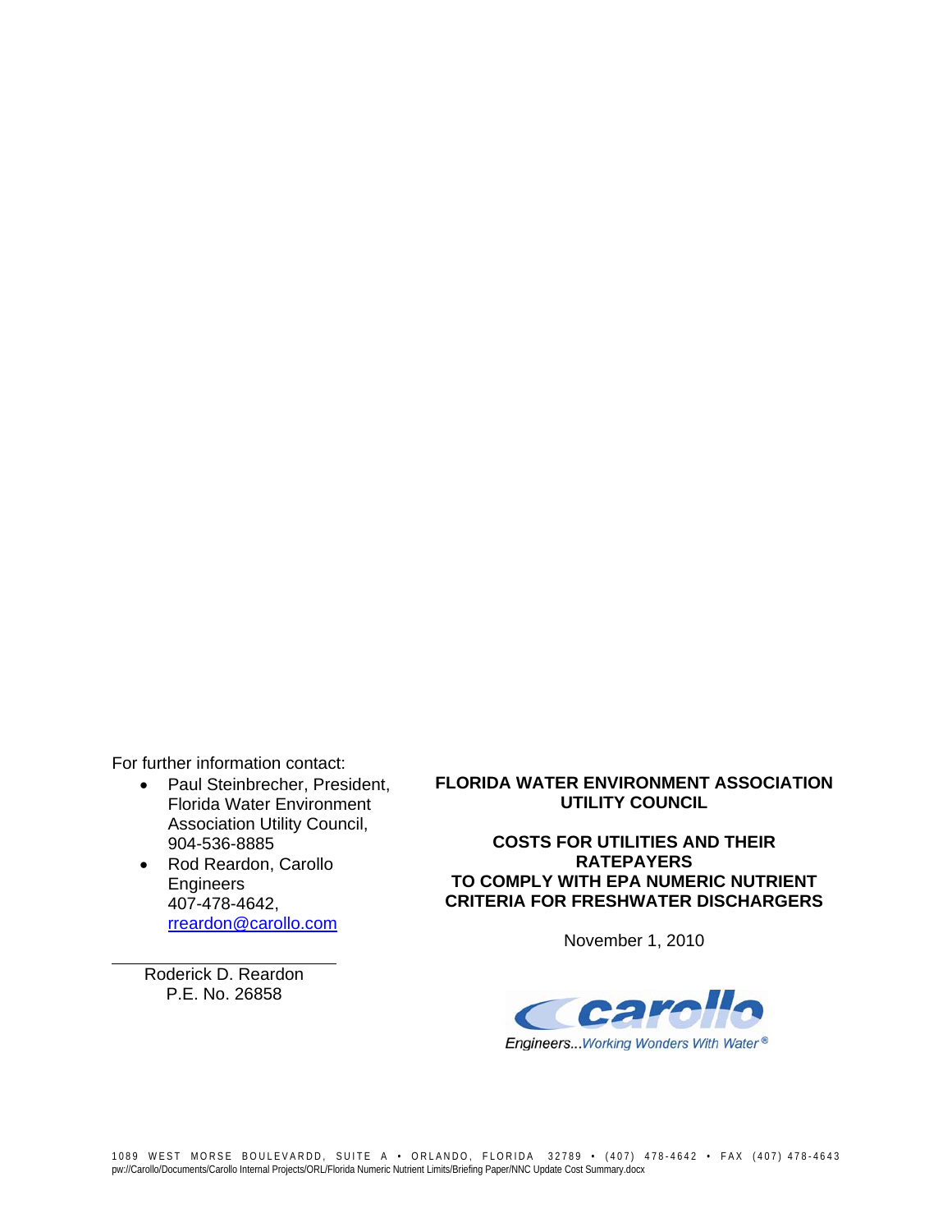**FLORIDA WATER ENVIRONMENT ASSOCIATION UTILITY COUNCIL**

# COSTS FOR UTILITIES AND THEIR RATEPAYERS TO COMPLY WITH EPA NUMERIC NUTRIENT CRITERIA FOR FRESHWATER DISCHARGERS

November 1, 2010

For further information contact:

- Paul Steinbrecher, President, Florida Water Environment Association Utility Council, 904-536-8885
- Rod Reardon, Carollo Engineers 407-478-4642, rreardon@carollo.com

Roderick D. Reardon
P.E. No. 26858

carollo
Engineers...Working Wonders With Water®

1089 WEST MORSE BOULEVARDD, SUITE A • ORLANDO, FLORIDA 32789 • (407) 478-4642 • FAX (407) 478-4643

pw://Carollo/Documents/Carollo Internal Projects/ORL/Florida Numeric Nutrient Limits/Briefing Paper/NNC Update Cost Summary.docx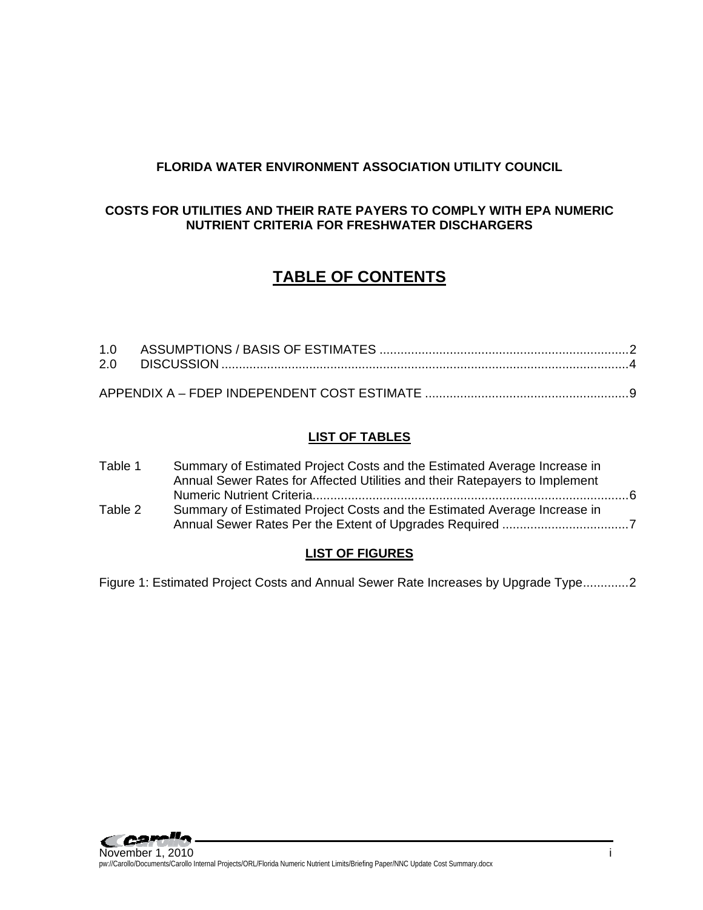**FLORIDA WATER ENVIRONMENT ASSOCIATION UTILITY COUNCIL**

**COSTS FOR UTILITIES AND THEIR RATE PAYERS TO COMPLY WITH EPA NUMERIC NUTRIENT CRITERIA FOR FRESHWATER DISCHARGERS**

# TABLE OF CONTENTS

1.0 ASSUMPTIONS / BASIS OF ESTIMATES ....................................................................2
2.0 DISCUSSION ..................................................................................................................4

APPENDIX A – FDEP INDEPENDENT COST ESTIMATE ..........................................................9

## LIST OF TABLES

Table 1 Summary of Estimated Project Costs and the Estimated Average Increase in Annual Sewer Rates for Affected Utilities and their Ratepayers to Implement Numeric Nutrient Criteria..........................................................................................6

Table 2 Summary of Estimated Project Costs and the Estimated Average Increase in Annual Sewer Rates Per the Extent of Upgrades Required ....................................7

## LIST OF FIGURES

Figure 1: Estimated Project Costs and Annual Sewer Rate Increases by Upgrade Type.............2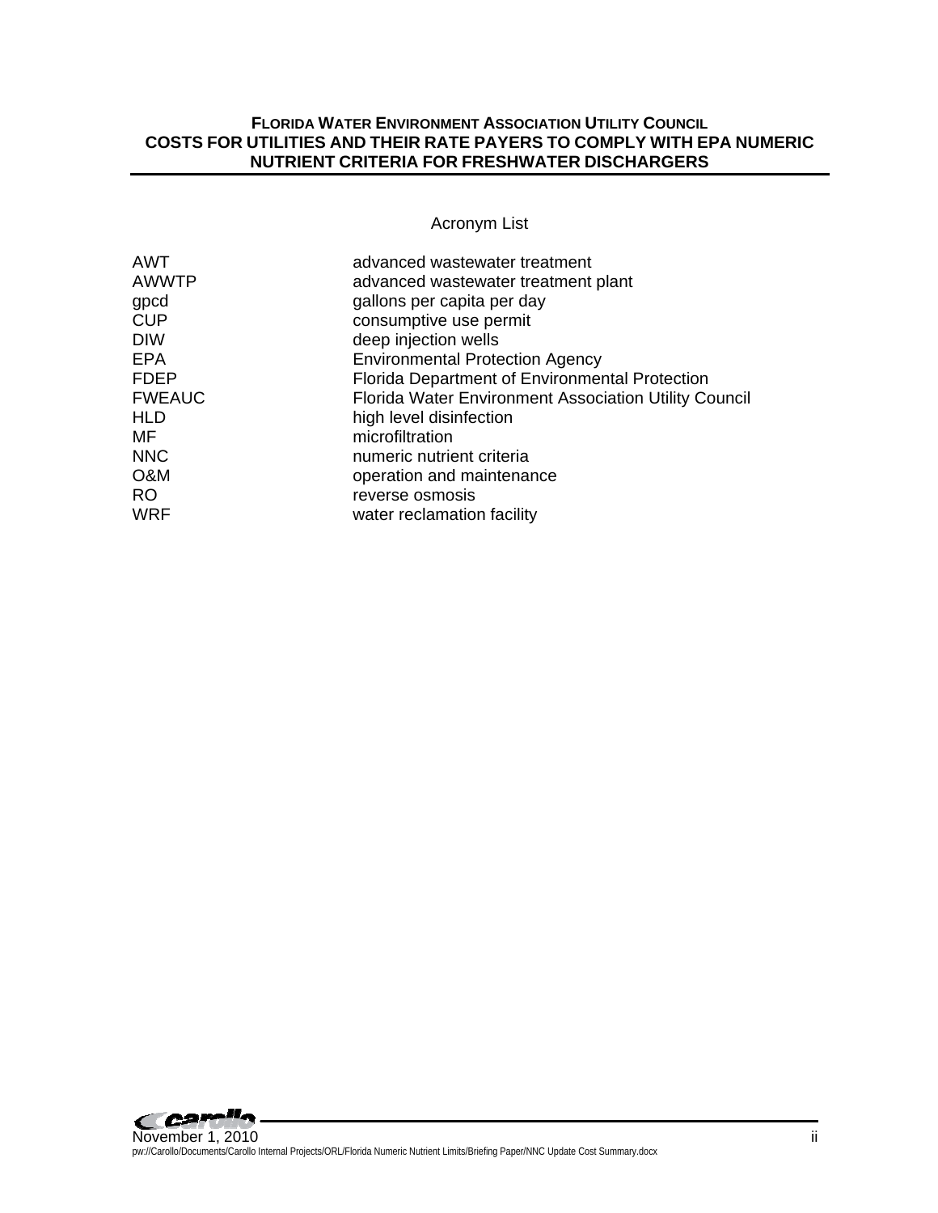## Acronym List

| | |
|---|---|
| AWT | advanced wastewater treatment |
| AWWTP | advanced wastewater treatment plant |
| gpcd | gallons per capita per day |
| CUP | consumptive use permit |
| DIW | deep injection wells |
| EPA | Environmental Protection Agency |
| FDEP | Florida Department of Environmental Protection |
| FWEAUC | Florida Water Environment Association Utility Council |
| HLD | high level disinfection |
| MF | microfiltration |
| NNC | numeric nutrient criteria |
| O&M | operation and maintenance |
| RO | reverse osmosis |
| WRF | water reclamation facility |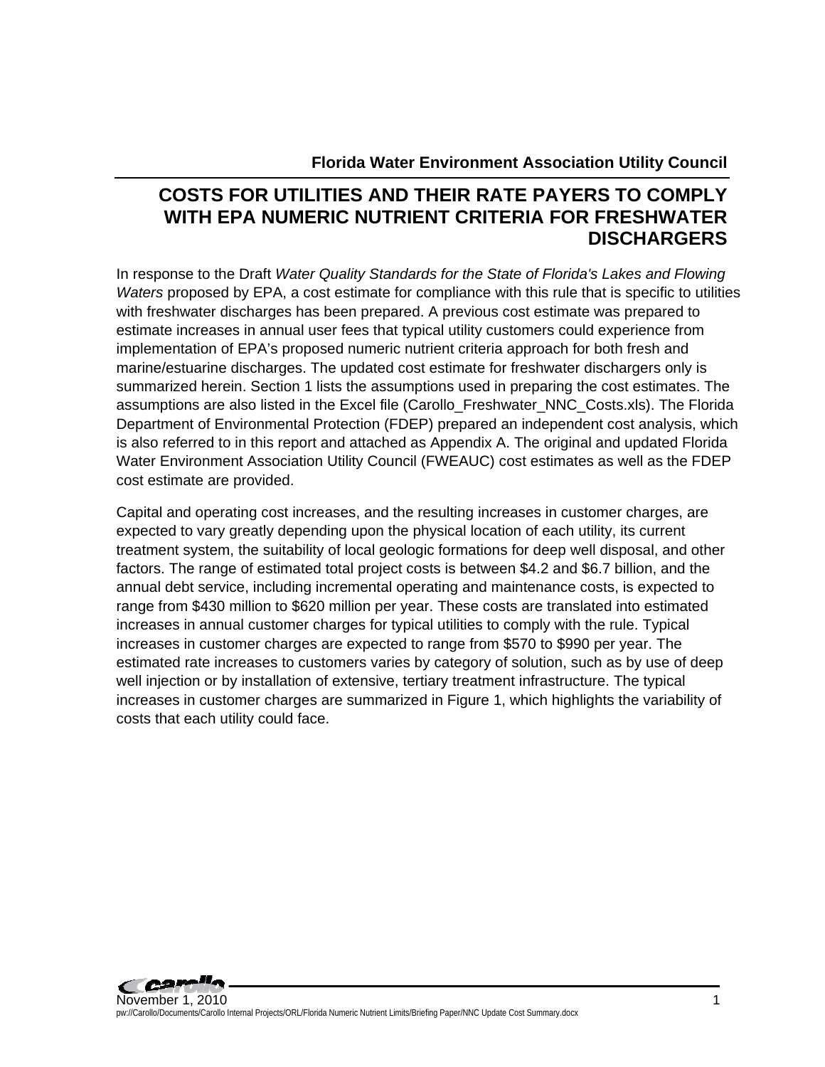**Florida Water Environment Association Utility Council**

# COSTS FOR UTILITIES AND THEIR RATE PAYERS TO COMPLY WITH EPA NUMERIC NUTRIENT CRITERIA FOR FRESHWATER DISCHARGERS

In response to the Draft *Water Quality Standards for the State of Florida's Lakes and Flowing Waters* proposed by EPA, a cost estimate for compliance with this rule that is specific to utilities with freshwater discharges has been prepared. A previous cost estimate was prepared to estimate increases in annual user fees that typical utility customers could experience from implementation of EPA's proposed numeric nutrient criteria approach for both fresh and marine/estuarine discharges. The updated cost estimate for freshwater dischargers only is summarized herein. Section 1 lists the assumptions used in preparing the cost estimates. The assumptions are also listed in the Excel file (Carollo_Freshwater_NNC_Costs.xls). The Florida Department of Environmental Protection (FDEP) prepared an independent cost analysis, which is also referred to in this report and attached as Appendix A. The original and updated Florida Water Environment Association Utility Council (FWEAUC) cost estimates as well as the FDEP cost estimate are provided.

Capital and operating cost increases, and the resulting increases in customer charges, are expected to vary greatly depending upon the physical location of each utility, its current treatment system, the suitability of local geologic formations for deep well disposal, and other factors. The range of estimated total project costs is between $4.2 and $6.7 billion, and the annual debt service, including incremental operating and maintenance costs, is expected to range from $430 million to $620 million per year. These costs are translated into estimated increases in annual customer charges for typical utilities to comply with the rule. Typical increases in customer charges are expected to range from $570 to $990 per year. The estimated rate increases to customers varies by category of solution, such as by use of deep well injection or by installation of extensive, tertiary treatment infrastructure. The typical increases in customer charges are summarized in Figure 1, which highlights the variability of costs that each utility could face.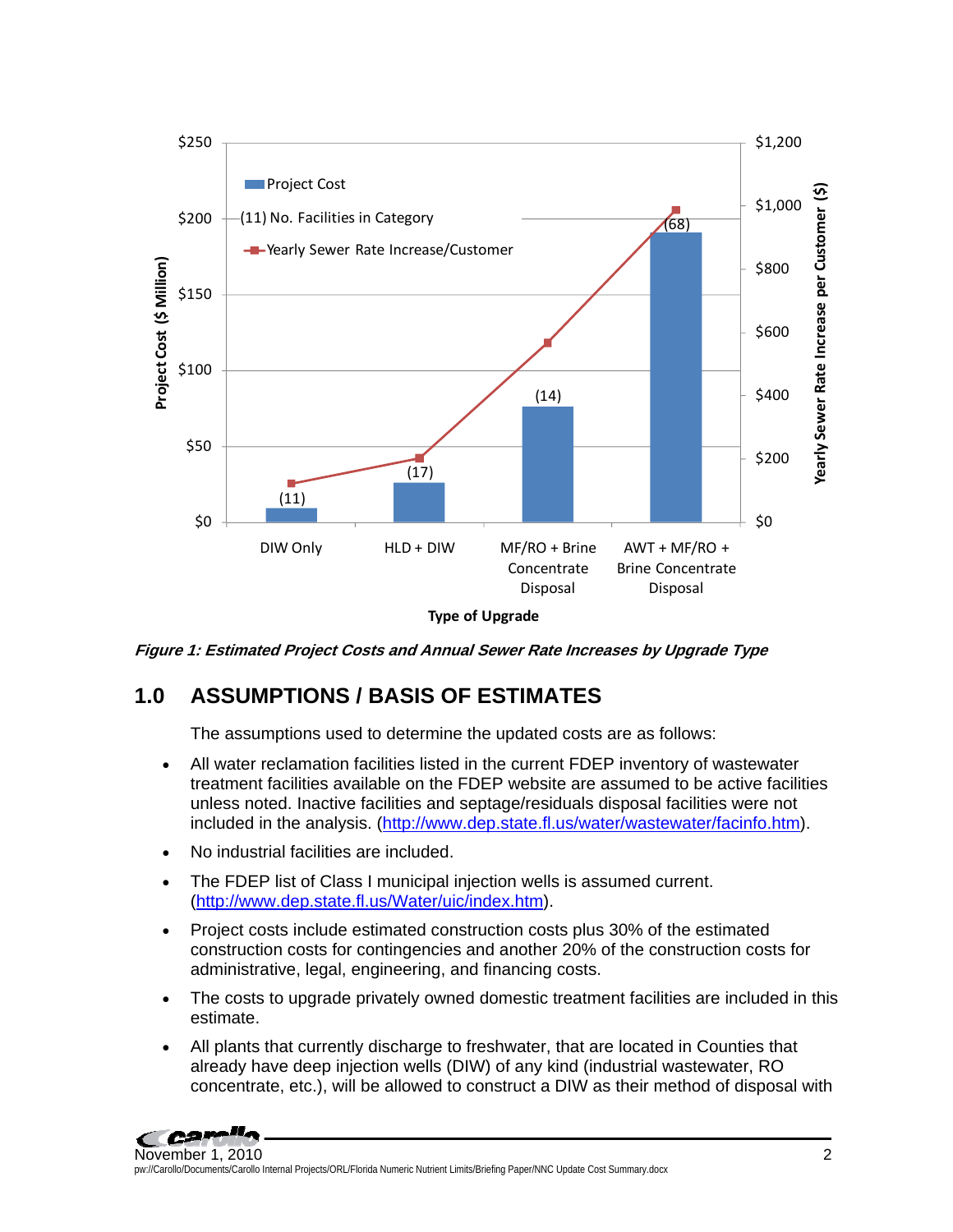*Figure 1: Estimated Project Costs and Annual Sewer Rate Increases by Upgrade Type*

## 1.0 ASSUMPTIONS / BASIS OF ESTIMATES

The assumptions used to determine the updated costs are as follows:

- All water reclamation facilities listed in the current FDEP inventory of wastewater treatment facilities available on the FDEP website are assumed to be active facilities unless noted. Inactive facilities and septage/residuals disposal facilities were not included in the analysis. (http://www.dep.state.fl.us/water/wastewater/facinfo.htm).
- No industrial facilities are included.
- The FDEP list of Class I municipal injection wells is assumed current. (http://www.dep.state.fl.us/Water/uic/index.htm).
- Project costs include estimated construction costs plus 30% of the estimated construction costs for contingencies and another 20% of the construction costs for administrative, legal, engineering, and financing costs.
- The costs to upgrade privately owned domestic treatment facilities are included in this estimate.
- All plants that currently discharge to freshwater, that are located in Counties that already have deep injection wells (DIW) of any kind (industrial wastewater, RO concentrate, etc.), will be allowed to construct a DIW as their method of disposal with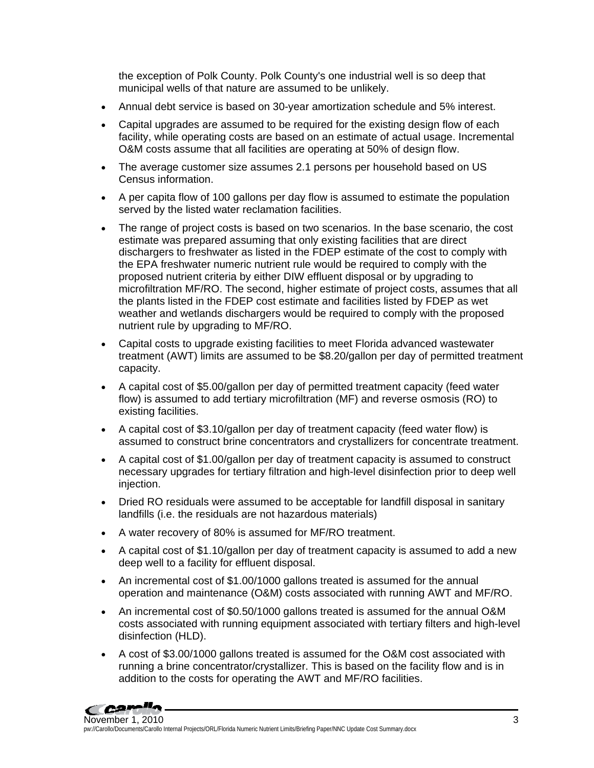the exception of Polk County. Polk County's one industrial well is so deep that municipal wells of that nature are assumed to be unlikely.

- Annual debt service is based on 30-year amortization schedule and 5% interest.
- Capital upgrades are assumed to be required for the existing design flow of each facility, while operating costs are based on an estimate of actual usage. Incremental O&M costs assume that all facilities are operating at 50% of design flow.
- The average customer size assumes 2.1 persons per household based on US Census information.
- A per capita flow of 100 gallons per day flow is assumed to estimate the population served by the listed water reclamation facilities.
- The range of project costs is based on two scenarios. In the base scenario, the cost estimate was prepared assuming that only existing facilities that are direct dischargers to freshwater as listed in the FDEP estimate of the cost to comply with the EPA freshwater numeric nutrient rule would be required to comply with the proposed nutrient criteria by either DIW effluent disposal or by upgrading to microfiltration MF/RO. The second, higher estimate of project costs, assumes that all the plants listed in the FDEP cost estimate and facilities listed by FDEP as wet weather and wetlands dischargers would be required to comply with the proposed nutrient rule by upgrading to MF/RO.
- Capital costs to upgrade existing facilities to meet Florida advanced wastewater treatment (AWT) limits are assumed to be $8.20/gallon per day of permitted treatment capacity.
- A capital cost of $5.00/gallon per day of permitted treatment capacity (feed water flow) is assumed to add tertiary microfiltration (MF) and reverse osmosis (RO) to existing facilities.
- A capital cost of $3.10/gallon per day of treatment capacity (feed water flow) is assumed to construct brine concentrators and crystallizers for concentrate treatment.
- A capital cost of $1.00/gallon per day of treatment capacity is assumed to construct necessary upgrades for tertiary filtration and high-level disinfection prior to deep well injection.
- Dried RO residuals were assumed to be acceptable for landfill disposal in sanitary landfills (i.e. the residuals are not hazardous materials)
- A water recovery of 80% is assumed for MF/RO treatment.
- A capital cost of $1.10/gallon per day of treatment capacity is assumed to add a new deep well to a facility for effluent disposal.
- An incremental cost of $1.00/1000 gallons treated is assumed for the annual operation and maintenance (O&M) costs associated with running AWT and MF/RO.
- An incremental cost of $0.50/1000 gallons treated is assumed for the annual O&M costs associated with running equipment associated with tertiary filters and high-level disinfection (HLD).
- A cost of $3.00/1000 gallons treated is assumed for the O&M cost associated with running a brine concentrator/crystallizer. This is based on the facility flow and is in addition to the costs for operating the AWT and MF/RO facilities.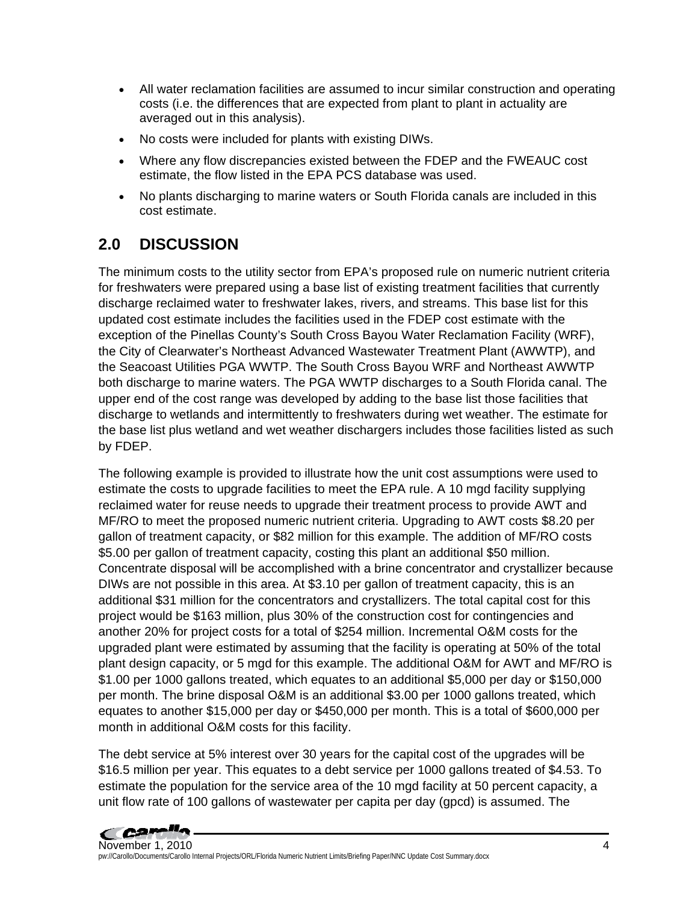- All water reclamation facilities are assumed to incur similar construction and operating costs (i.e. the differences that are expected from plant to plant in actuality are averaged out in this analysis).
- No costs were included for plants with existing DIWs.
- Where any flow discrepancies existed between the FDEP and the FWEAUC cost estimate, the flow listed in the EPA PCS database was used.
- No plants discharging to marine waters or South Florida canals are included in this cost estimate.

## 2.0 DISCUSSION

The minimum costs to the utility sector from EPA's proposed rule on numeric nutrient criteria for freshwaters were prepared using a base list of existing treatment facilities that currently discharge reclaimed water to freshwater lakes, rivers, and streams. This base list for this updated cost estimate includes the facilities used in the FDEP cost estimate with the exception of the Pinellas County's South Cross Bayou Water Reclamation Facility (WRF), the City of Clearwater's Northeast Advanced Wastewater Treatment Plant (AWWTP), and the Seacoast Utilities PGA WWTP. The South Cross Bayou WRF and Northeast AWWTP both discharge to marine waters. The PGA WWTP discharges to a South Florida canal. The upper end of the cost range was developed by adding to the base list those facilities that discharge to wetlands and intermittently to freshwaters during wet weather. The estimate for the base list plus wetland and wet weather dischargers includes those facilities listed as such by FDEP.

The following example is provided to illustrate how the unit cost assumptions were used to estimate the costs to upgrade facilities to meet the EPA rule. A 10 mgd facility supplying reclaimed water for reuse needs to upgrade their treatment process to provide AWT and MF/RO to meet the proposed numeric nutrient criteria. Upgrading to AWT costs $8.20 per gallon of treatment capacity, or $82 million for this example. The addition of MF/RO costs $5.00 per gallon of treatment capacity, costing this plant an additional $50 million. Concentrate disposal will be accomplished with a brine concentrator and crystallizer because DIWs are not possible in this area. At $3.10 per gallon of treatment capacity, this is an additional $31 million for the concentrators and crystallizers. The total capital cost for this project would be $163 million, plus 30% of the construction cost for contingencies and another 20% for project costs for a total of $254 million. Incremental O&M costs for the upgraded plant were estimated by assuming that the facility is operating at 50% of the total plant design capacity, or 5 mgd for this example. The additional O&M for AWT and MF/RO is $1.00 per 1000 gallons treated, which equates to an additional $5,000 per day or $150,000 per month. The brine disposal O&M is an additional $3.00 per 1000 gallons treated, which equates to another $15,000 per day or $450,000 per month. This is a total of $600,000 per month in additional O&M costs for this facility.

The debt service at 5% interest over 30 years for the capital cost of the upgrades will be $16.5 million per year. This equates to a debt service per 1000 gallons treated of $4.53. To estimate the population for the service area of the 10 mgd facility at 50 percent capacity, a unit flow rate of 100 gallons of wastewater per capita per day (gpcd) is assumed. The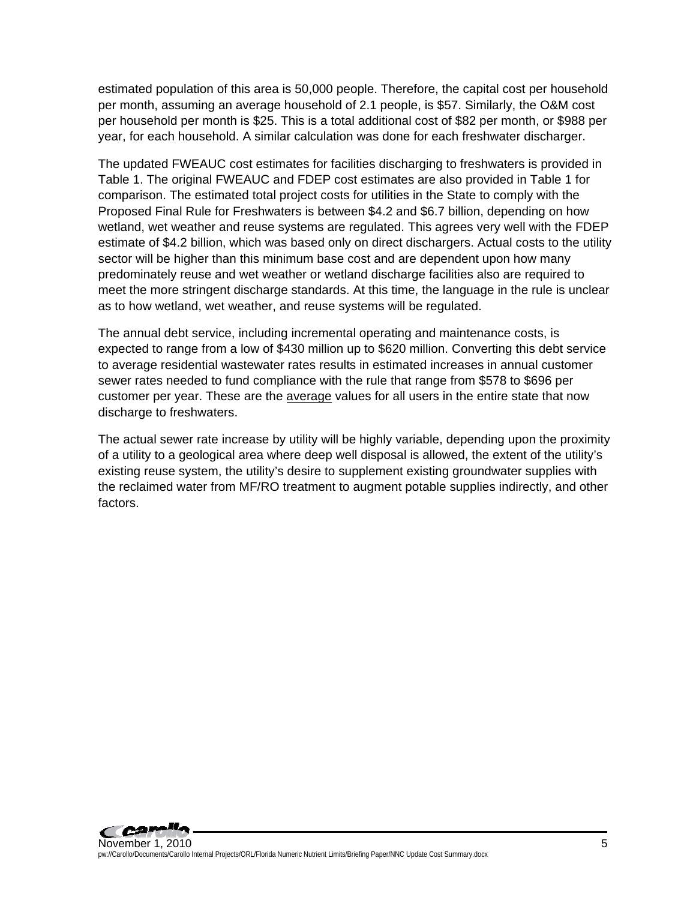estimated population of this area is 50,000 people. Therefore, the capital cost per household per month, assuming an average household of 2.1 people, is $57. Similarly, the O&M cost per household per month is $25. This is a total additional cost of $82 per month, or $988 per year, for each household. A similar calculation was done for each freshwater discharger.

The updated FWEAUC cost estimates for facilities discharging to freshwaters is provided in Table 1. The original FWEAUC and FDEP cost estimates are also provided in Table 1 for comparison. The estimated total project costs for utilities in the State to comply with the Proposed Final Rule for Freshwaters is between $4.2 and $6.7 billion, depending on how wetland, wet weather and reuse systems are regulated. This agrees very well with the FDEP estimate of $4.2 billion, which was based only on direct dischargers. Actual costs to the utility sector will be higher than this minimum base cost and are dependent upon how many predominately reuse and wet weather or wetland discharge facilities also are required to meet the more stringent discharge standards. At this time, the language in the rule is unclear as to how wetland, wet weather, and reuse systems will be regulated.

The annual debt service, including incremental operating and maintenance costs, is expected to range from a low of $430 million up to $620 million. Converting this debt service to average residential wastewater rates results in estimated increases in annual customer sewer rates needed to fund compliance with the rule that range from $578 to $696 per customer per year. These are the <u>average</u> values for all users in the entire state that now discharge to freshwaters.

The actual sewer rate increase by utility will be highly variable, depending upon the proximity of a utility to a geological area where deep well disposal is allowed, the extent of the utility's existing reuse system, the utility's desire to supplement existing groundwater supplies with the reclaimed water from MF/RO treatment to augment potable supplies indirectly, and other factors.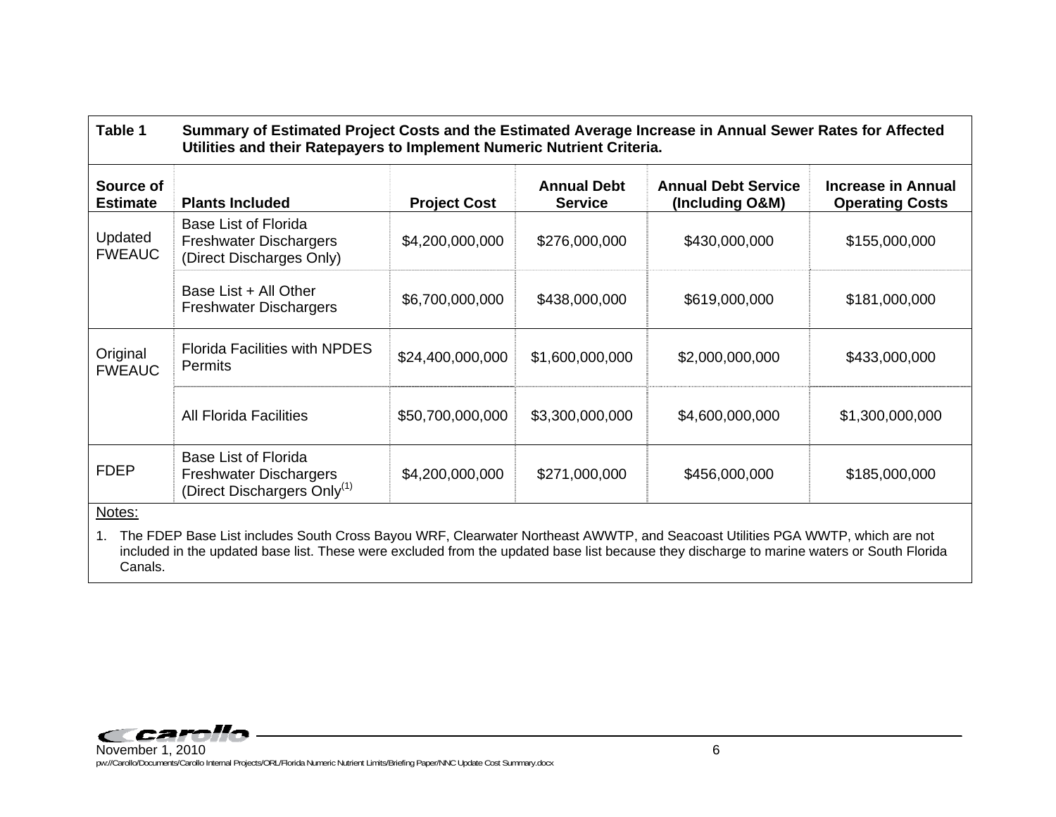**Table 1 Summary of Estimated Project Costs and the Estimated Average Increase in Annual Sewer Rates for Affected Utilities and their Ratepayers to Implement Numeric Nutrient Criteria.**

| Source of Estimate | Plants Included | Project Cost | Annual Debt Service | Annual Debt Service (Including O&M) | Increase in Annual Operating Costs |
|---|---|---|---|---|---|
| Updated FWEAUC | Base List of Florida Freshwater Dischargers (Direct Discharges Only) | $4,200,000,000 | $276,000,000 | $430,000,000 | $155,000,000 |
| | Base List + All Other Freshwater Dischargers | $6,700,000,000 | $438,000,000 | $619,000,000 | $181,000,000 |
| Original FWEAUC | Florida Facilities with NPDES Permits | $24,400,000,000 | $1,600,000,000 | $2,000,000,000 | $433,000,000 |
| | All Florida Facilities | $50,700,000,000 | $3,300,000,000 | $4,600,000,000 | $1,300,000,000 |
| FDEP | Base List of Florida Freshwater Dischargers (Direct Dischargers Only[1] | $4,200,000,000 | $271,000,000 | $456,000,000 | $185,000,000 |

Notes:

1. The FDEP Base List includes South Cross Bayou WRF, Clearwater Northeast AWWTP, and Seacoast Utilities PGA WWTP, which are not included in the updated base list. These were excluded from the updated base list because they discharge to marine waters or South Florida Canals.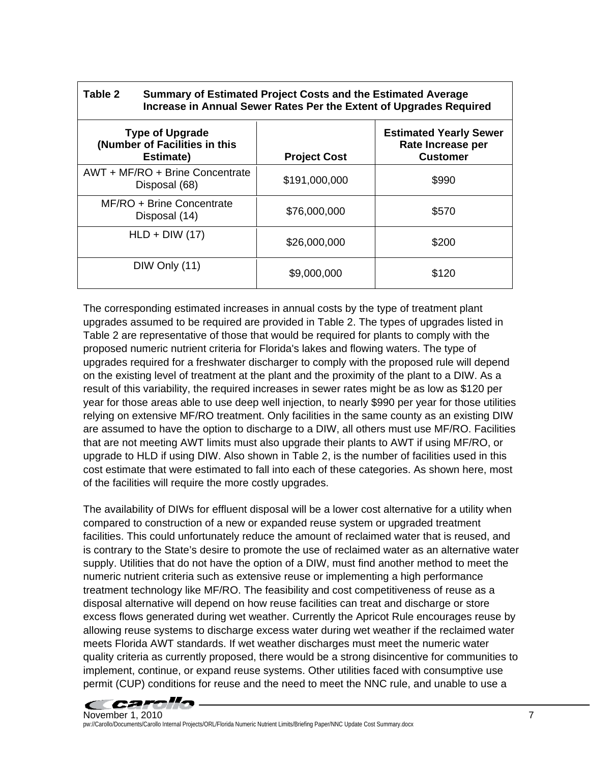| Table 2 Summary of Estimated Project Costs and the Estimated Average Increase in Annual Sewer Rates Per the Extent of Upgrades Required | | |
|---|---|---|
| **Type of Upgrade (Number of Facilities in this Estimate)** | **Project Cost** | **Estimated Yearly Sewer Rate Increase per Customer** |
| AWT + MF/RO + Brine Concentrate Disposal (68) | $191,000,000 | $990 |
| MF/RO + Brine Concentrate Disposal (14) | $76,000,000 | $570 |
| HLD + DIW (17) | $26,000,000 | $200 |
| DIW Only (11) | $9,000,000 | $120 |

The corresponding estimated increases in annual costs by the type of treatment plant upgrades assumed to be required are provided in Table 2. The types of upgrades listed in Table 2 are representative of those that would be required for plants to comply with the proposed numeric nutrient criteria for Florida's lakes and flowing waters. The type of upgrades required for a freshwater discharger to comply with the proposed rule will depend on the existing level of treatment at the plant and the proximity of the plant to a DIW. As a result of this variability, the required increases in sewer rates might be as low as $120 per year for those areas able to use deep well injection, to nearly $990 per year for those utilities relying on extensive MF/RO treatment. Only facilities in the same county as an existing DIW are assumed to have the option to discharge to a DIW, all others must use MF/RO. Facilities that are not meeting AWT limits must also upgrade their plants to AWT if using MF/RO, or upgrade to HLD if using DIW. Also shown in Table 2, is the number of facilities used in this cost estimate that were estimated to fall into each of these categories. As shown here, most of the facilities will require the more costly upgrades.

The availability of DIWs for effluent disposal will be a lower cost alternative for a utility when compared to construction of a new or expanded reuse system or upgraded treatment facilities. This could unfortunately reduce the amount of reclaimed water that is reused, and is contrary to the State's desire to promote the use of reclaimed water as an alternative water supply. Utilities that do not have the option of a DIW, must find another method to meet the numeric nutrient criteria such as extensive reuse or implementing a high performance treatment technology like MF/RO. The feasibility and cost competitiveness of reuse as a disposal alternative will depend on how reuse facilities can treat and discharge or store excess flows generated during wet weather. Currently the Apricot Rule encourages reuse by allowing reuse systems to discharge excess water during wet weather if the reclaimed water meets Florida AWT standards. If wet weather discharges must meet the numeric water quality criteria as currently proposed, there would be a strong disincentive for communities to implement, continue, or expand reuse systems. Other utilities faced with consumptive use permit (CUP) conditions for reuse and the need to meet the NNC rule, and unable to use a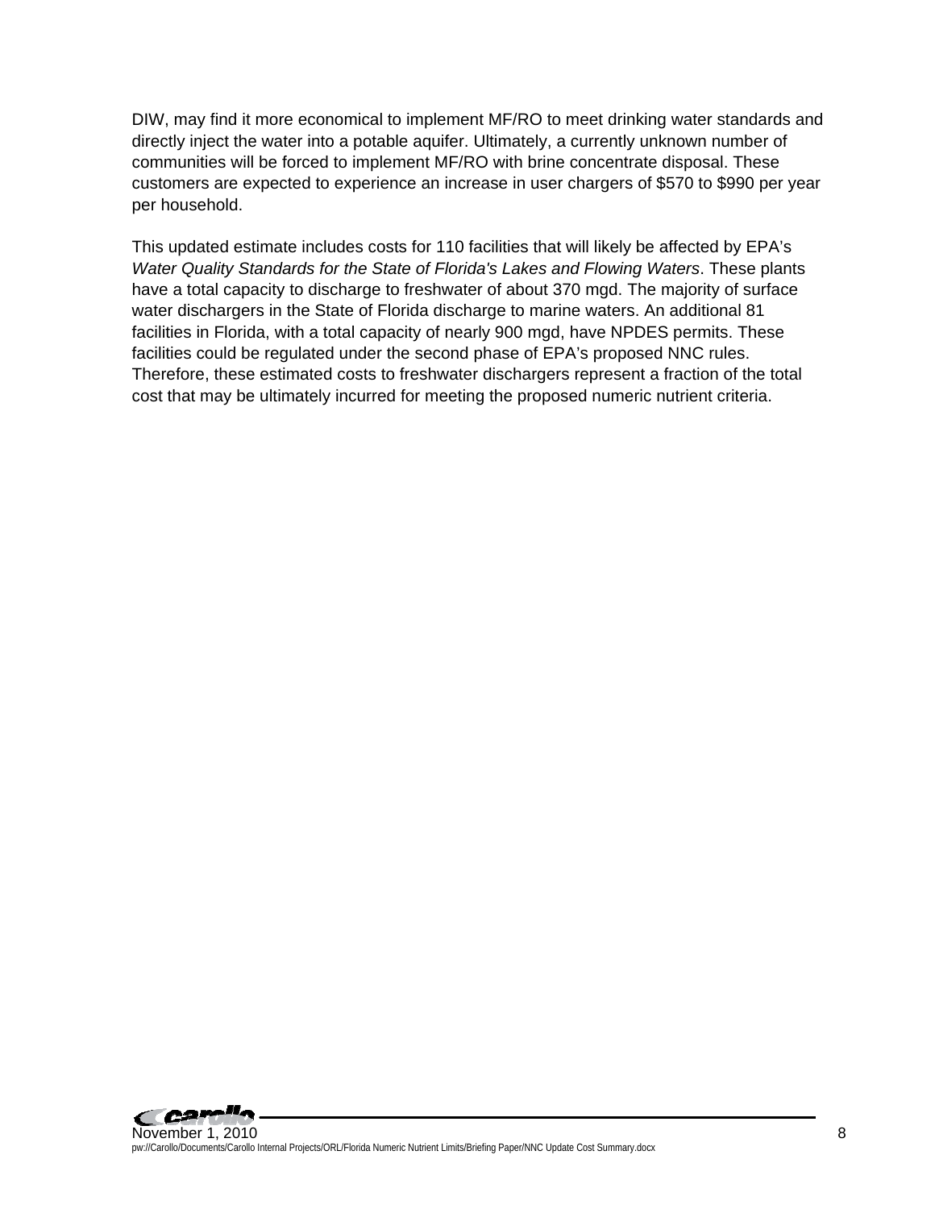DIW, may find it more economical to implement MF/RO to meet drinking water standards and directly inject the water into a potable aquifer. Ultimately, a currently unknown number of communities will be forced to implement MF/RO with brine concentrate disposal. These customers are expected to experience an increase in user chargers of $570 to $990 per year per household.

This updated estimate includes costs for 110 facilities that will likely be affected by EPA's *Water Quality Standards for the State of Florida's Lakes and Flowing Waters*. These plants have a total capacity to discharge to freshwater of about 370 mgd. The majority of surface water dischargers in the State of Florida discharge to marine waters. An additional 81 facilities in Florida, with a total capacity of nearly 900 mgd, have NPDES permits. These facilities could be regulated under the second phase of EPA's proposed NNC rules. Therefore, these estimated costs to freshwater dischargers represent a fraction of the total cost that may be ultimately incurred for meeting the proposed numeric nutrient criteria.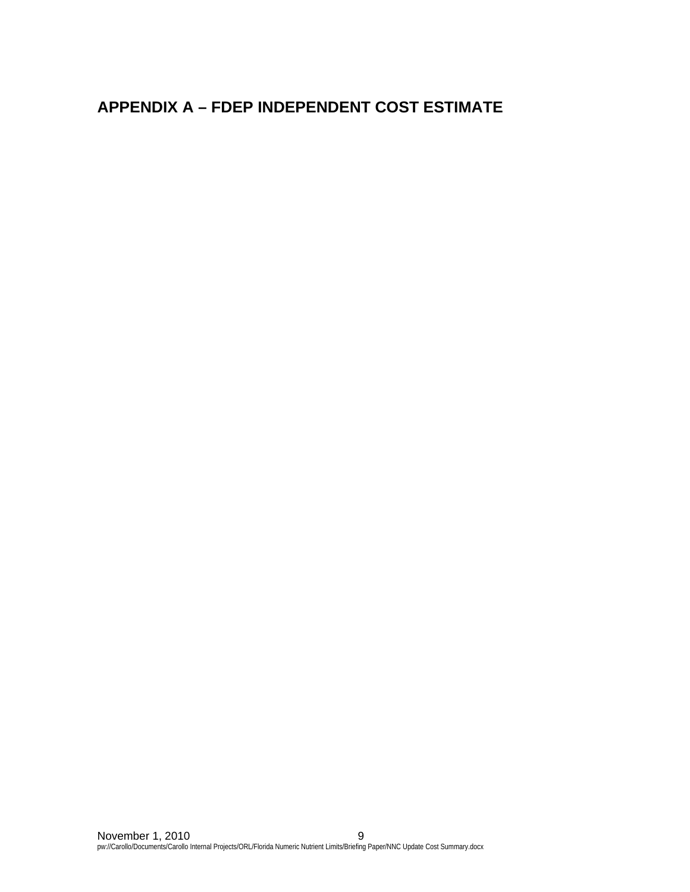## APPENDIX A – FDEP INDEPENDENT COST ESTIMATE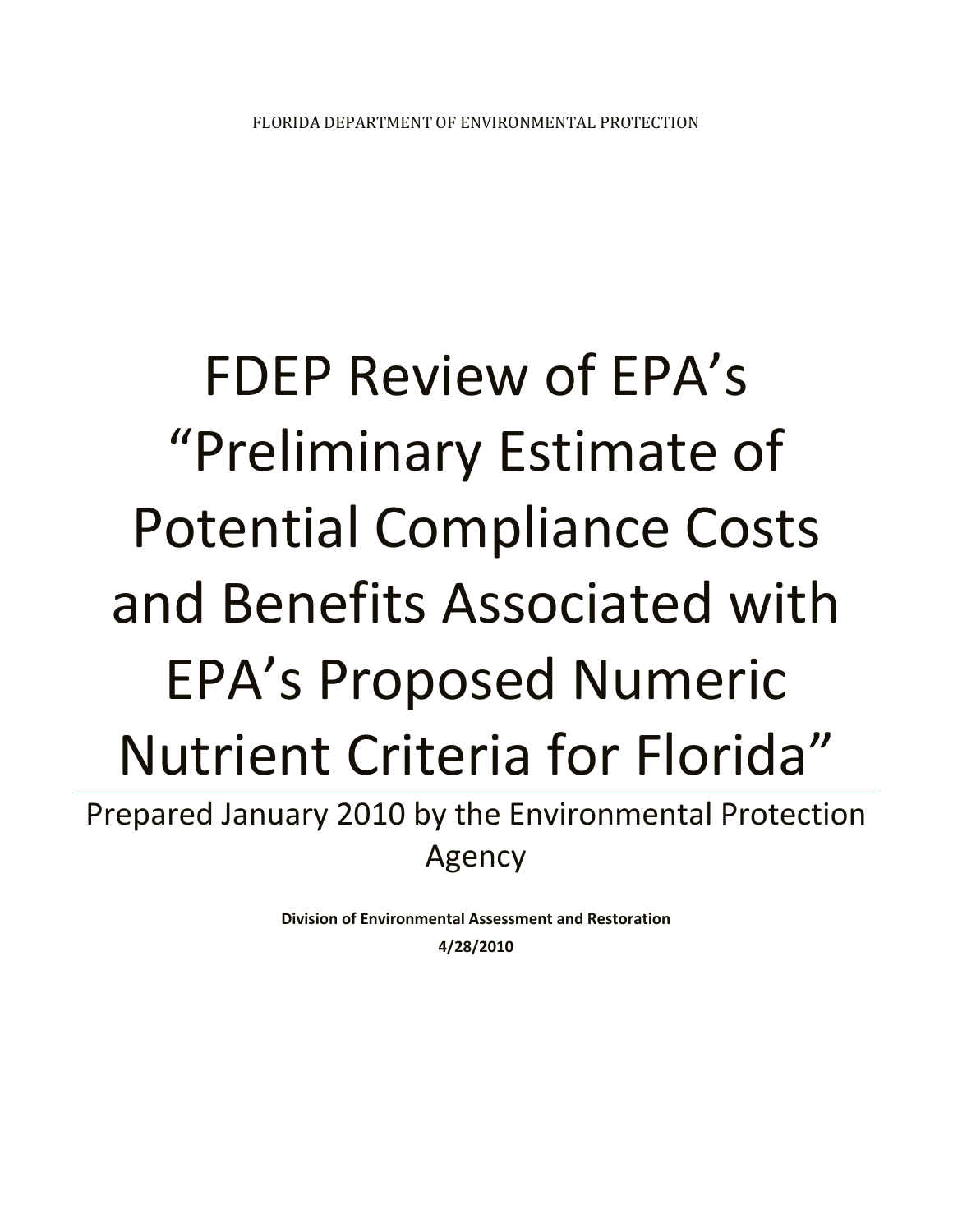FLORIDA DEPARTMENT OF ENVIRONMENTAL PROTECTION

# FDEP Review of EPA's "Preliminary Estimate of Potential Compliance Costs and Benefits Associated with EPA's Proposed Numeric Nutrient Criteria for Florida"

Prepared January 2010 by the Environmental Protection Agency

**Division of Environmental Assessment and Restoration**

**4/28/2010**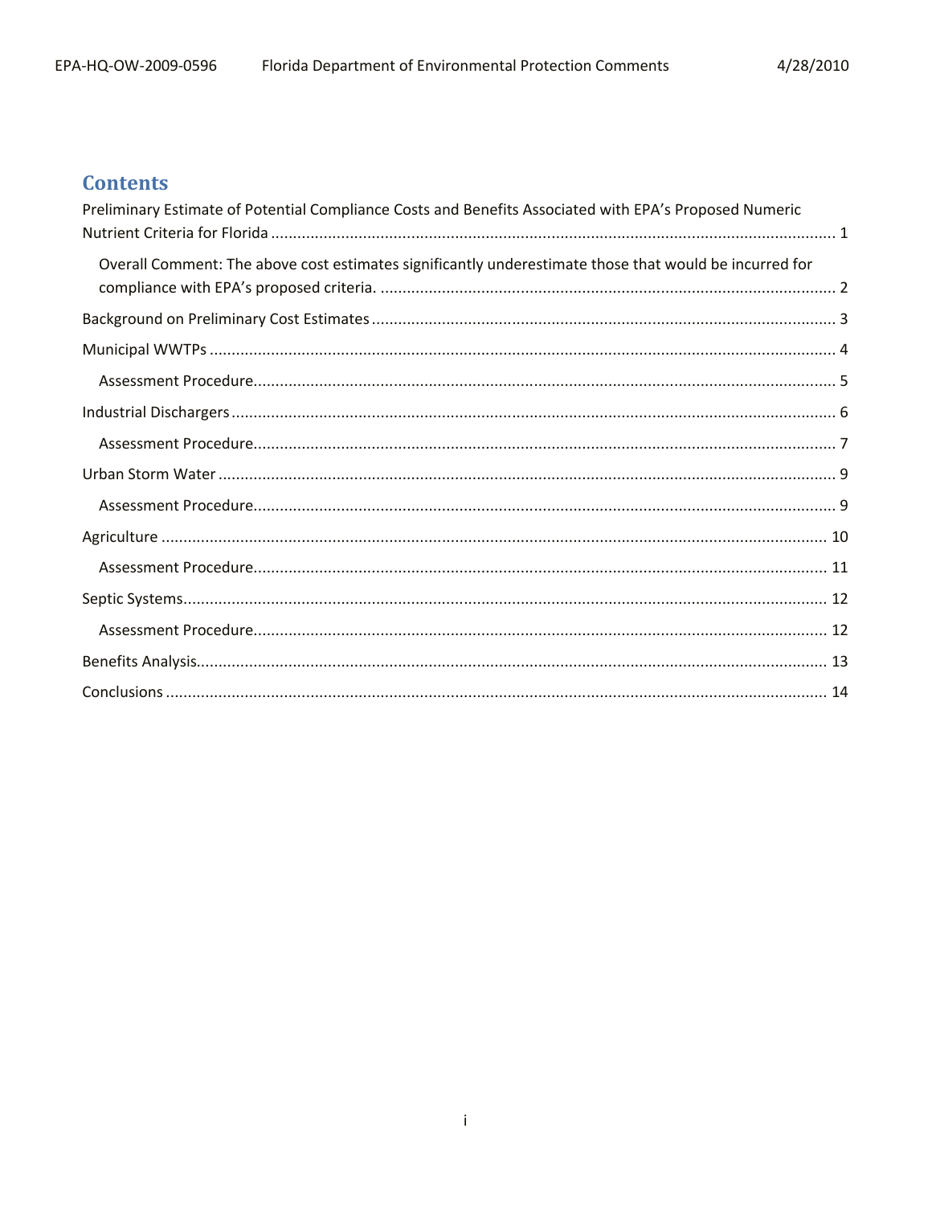# Contents

Preliminary Estimate of Potential Compliance Costs and Benefits Associated with EPA's Proposed Numeric Nutrient Criteria for Florida ............ 1

- Overall Comment: The above cost estimates significantly underestimate those that would be incurred for compliance with EPA's proposed criteria. ............ 2

Background on Preliminary Cost Estimates ............ 3

Municipal WWTPs ............ 4

- Assessment Procedure ............ 5

Industrial Dischargers ............ 6

- Assessment Procedure ............ 7

Urban Storm Water ............ 9

- Assessment Procedure ............ 9

Agriculture ............ 10

- Assessment Procedure ............ 11

Septic Systems ............ 12

- Assessment Procedure ............ 12

Benefits Analysis ............ 13

Conclusions ............ 14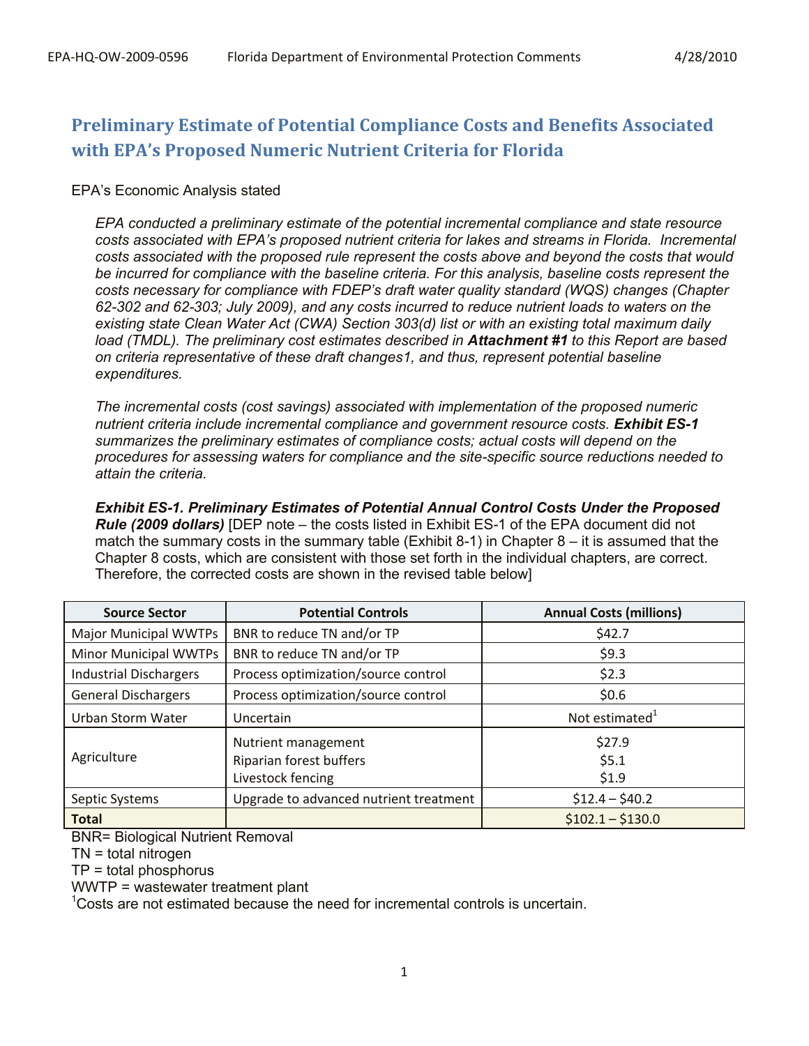## Preliminary Estimate of Potential Compliance Costs and Benefits Associated with EPA's Proposed Numeric Nutrient Criteria for Florida

EPA's Economic Analysis stated

> *EPA conducted a preliminary estimate of the potential incremental compliance and state resource costs associated with EPA's proposed nutrient criteria for lakes and streams in Florida. Incremental costs associated with the proposed rule represent the costs above and beyond the costs that would be incurred for compliance with the baseline criteria. For this analysis, baseline costs represent the costs necessary for compliance with FDEP's draft water quality standard (WQS) changes (Chapter 62-302 and 62-303; July 2009), and any costs incurred to reduce nutrient loads to waters on the existing state Clean Water Act (CWA) Section 303(d) list or with an existing total maximum daily load (TMDL). The preliminary cost estimates described in* ***Attachment #1*** *to this Report are based on criteria representative of these draft changes1, and thus, represent potential baseline expenditures.*
>
> *The incremental costs (cost savings) associated with implementation of the proposed numeric nutrient criteria include incremental compliance and government resource costs.* ***Exhibit ES-1*** *summarizes the preliminary estimates of compliance costs; actual costs will depend on the procedures for assessing waters for compliance and the site-specific source reductions needed to attain the criteria.*
>
> ***Exhibit ES-1. Preliminary Estimates of Potential Annual Control Costs Under the Proposed Rule (2009 dollars)*** [DEP note – the costs listed in Exhibit ES-1 of the EPA document did not match the summary costs in the summary table (Exhibit 8-1) in Chapter 8 – it is assumed that the Chapter 8 costs, which are consistent with those set forth in the individual chapters, are correct. Therefore, the corrected costs are shown in the revised table below]

| Source Sector | Potential Controls | Annual Costs (millions) |
|---|---|---|
| Major Municipal WWTPs | BNR to reduce TN and/or TP | $42.7 |
| Minor Municipal WWTPs | BNR to reduce TN and/or TP | $9.3 |
| Industrial Dischargers | Process optimization/source control | $2.3 |
| General Dischargers | Process optimization/source control | $0.6 |
| Urban Storm Water | Uncertain | Not estimated[1] |
| Agriculture | Nutrient management<br>Riparian forest buffers<br>Livestock fencing | $27.9<br>$5.1<br>$1.9 |
| Septic Systems | Upgrade to advanced nutrient treatment | $12.4 – $40.2 |
| **Total** | | $102.1 – $130.0 |

BNR= Biological Nutrient Removal
TN = total nitrogen
TP = total phosphorus
WWTP = wastewater treatment plant
[1]Costs are not estimated because the need for incremental controls is uncertain.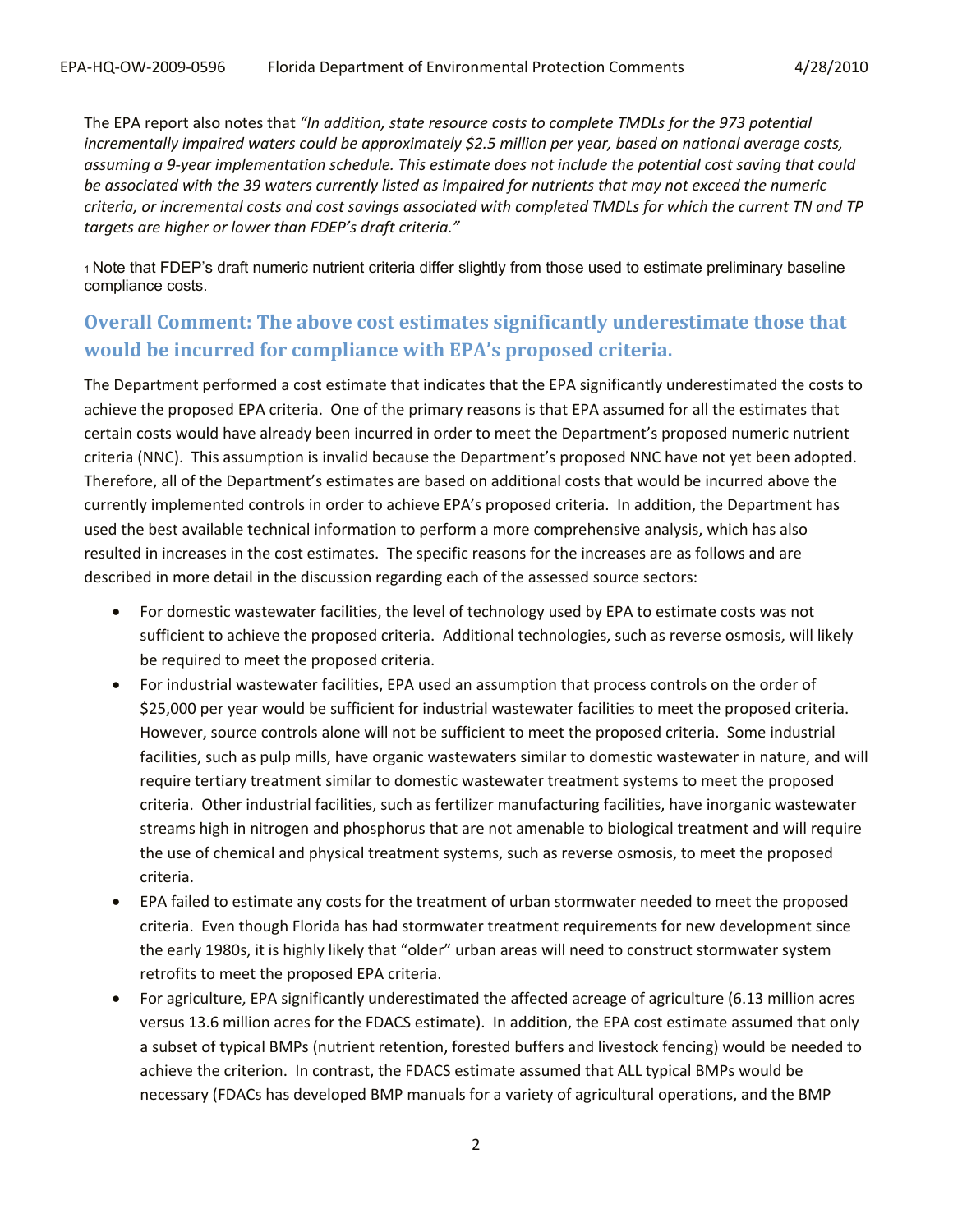The EPA report also notes that *"In addition, state resource costs to complete TMDLs for the 973 potential incrementally impaired waters could be approximately $2.5 million per year, based on national average costs, assuming a 9-year implementation schedule. This estimate does not include the potential cost saving that could be associated with the 39 waters currently listed as impaired for nutrients that may not exceed the numeric criteria, or incremental costs and cost savings associated with completed TMDLs for which the current TN and TP targets are higher or lower than FDEP's draft criteria."*

[1] Note that FDEP's draft numeric nutrient criteria differ slightly from those used to estimate preliminary baseline compliance costs.

## Overall Comment: The above cost estimates significantly underestimate those that would be incurred for compliance with EPA's proposed criteria.

The Department performed a cost estimate that indicates that the EPA significantly underestimated the costs to achieve the proposed EPA criteria. One of the primary reasons is that EPA assumed for all the estimates that certain costs would have already been incurred in order to meet the Department's proposed numeric nutrient criteria (NNC). This assumption is invalid because the Department's proposed NNC have not yet been adopted. Therefore, all of the Department's estimates are based on additional costs that would be incurred above the currently implemented controls in order to achieve EPA's proposed criteria. In addition, the Department has used the best available technical information to perform a more comprehensive analysis, which has also resulted in increases in the cost estimates. The specific reasons for the increases are as follows and are described in more detail in the discussion regarding each of the assessed source sectors:

- For domestic wastewater facilities, the level of technology used by EPA to estimate costs was not sufficient to achieve the proposed criteria. Additional technologies, such as reverse osmosis, will likely be required to meet the proposed criteria.
- For industrial wastewater facilities, EPA used an assumption that process controls on the order of $25,000 per year would be sufficient for industrial wastewater facilities to meet the proposed criteria. However, source controls alone will not be sufficient to meet the proposed criteria. Some industrial facilities, such as pulp mills, have organic wastewaters similar to domestic wastewater in nature, and will require tertiary treatment similar to domestic wastewater treatment systems to meet the proposed criteria. Other industrial facilities, such as fertilizer manufacturing facilities, have inorganic wastewater streams high in nitrogen and phosphorus that are not amenable to biological treatment and will require the use of chemical and physical treatment systems, such as reverse osmosis, to meet the proposed criteria.
- EPA failed to estimate any costs for the treatment of urban stormwater needed to meet the proposed criteria. Even though Florida has had stormwater treatment requirements for new development since the early 1980s, it is highly likely that "older" urban areas will need to construct stormwater system retrofits to meet the proposed EPA criteria.
- For agriculture, EPA significantly underestimated the affected acreage of agriculture (6.13 million acres versus 13.6 million acres for the FDACS estimate). In addition, the EPA cost estimate assumed that only a subset of typical BMPs (nutrient retention, forested buffers and livestock fencing) would be needed to achieve the criterion. In contrast, the FDACS estimate assumed that ALL typical BMPs would be necessary (FDACs has developed BMP manuals for a variety of agricultural operations, and the BMP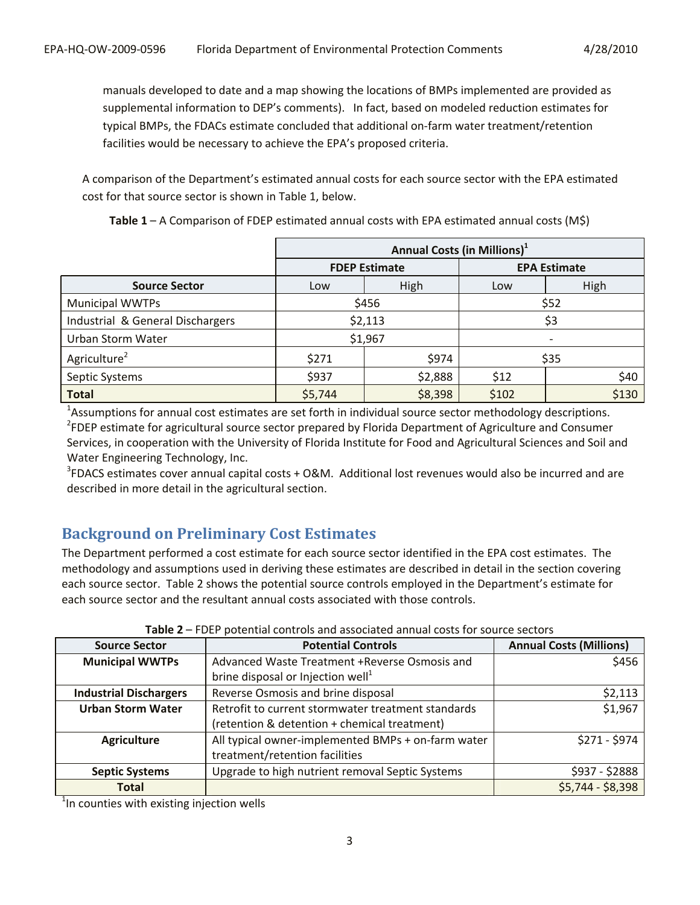manuals developed to date and a map showing the locations of BMPs implemented are provided as supplemental information to DEP's comments). In fact, based on modeled reduction estimates for typical BMPs, the FDACs estimate concluded that additional on-farm water treatment/retention facilities would be necessary to achieve the EPA's proposed criteria.

A comparison of the Department's estimated annual costs for each source sector with the EPA estimated cost for that source sector is shown in Table 1, below.

**Table 1** – A Comparison of FDEP estimated annual costs with EPA estimated annual costs (M$)

| | **Annual Costs (in Millions)[1]** | | | |
|---|---|---|---|---|
| | **FDEP Estimate** | | **EPA Estimate** | |
| **Source Sector** | Low | High | Low | High |
| Municipal WWTPs | $456 | | $52 | |
| Industrial & General Dischargers | $2,113 | | $3 | |
| Urban Storm Water | $1,967 | | - | |
| Agriculture[2] | $271 | $974 | $35 | |
| Septic Systems | $937 | $2,888 | $12 | $40 |
| **Total** | $5,744 | $8,398 | $102 | $130 |

[1]Assumptions for annual cost estimates are set forth in individual source sector methodology descriptions.
[2]FDEP estimate for agricultural source sector prepared by Florida Department of Agriculture and Consumer Services, in cooperation with the University of Florida Institute for Food and Agricultural Sciences and Soil and Water Engineering Technology, Inc.
[3]FDACS estimates cover annual capital costs + O&M. Additional lost revenues would also be incurred and are described in more detail in the agricultural section.

## Background on Preliminary Cost Estimates

The Department performed a cost estimate for each source sector identified in the EPA cost estimates. The methodology and assumptions used in deriving these estimates are described in detail in the section covering each source sector. Table 2 shows the potential source controls employed in the Department's estimate for each source sector and the resultant annual costs associated with those controls.

**Table 2** – FDEP potential controls and associated annual costs for source sectors

| Source Sector | Potential Controls | Annual Costs (Millions) |
|---|---|---|
| **Municipal WWTPs** | Advanced Waste Treatment +Reverse Osmosis and brine disposal or Injection well[1] | $456 |
| **Industrial Dischargers** | Reverse Osmosis and brine disposal | $2,113 |
| **Urban Storm Water** | Retrofit to current stormwater treatment standards (retention & detention + chemical treatment) | $1,967 |
| **Agriculture** | All typical owner-implemented BMPs + on-farm water treatment/retention facilities | $271 - $974 |
| **Septic Systems** | Upgrade to high nutrient removal Septic Systems | $937 - $2888 |
| **Total** | | $5,744 - $8,398 |

[1]In counties with existing injection wells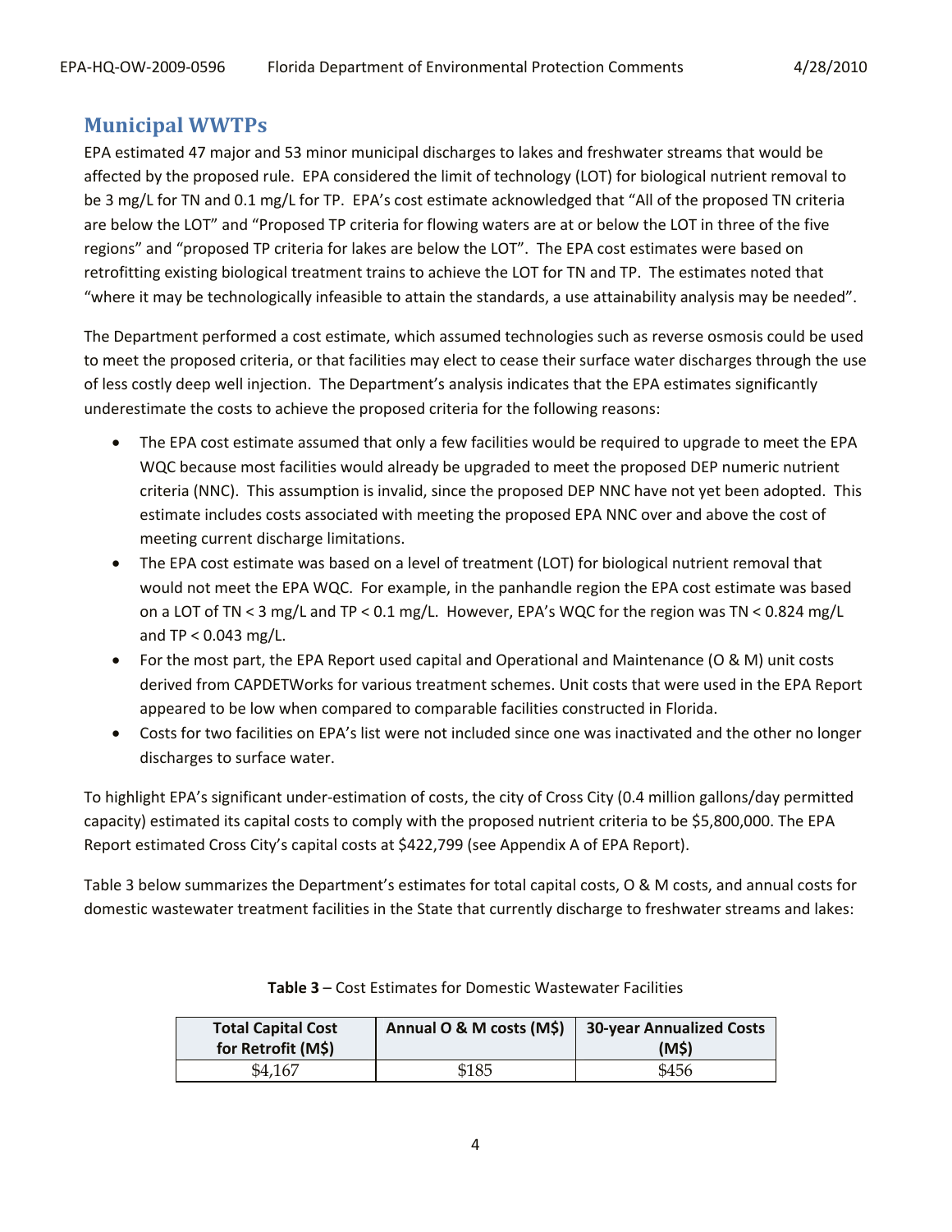## Municipal WWTPs

EPA estimated 47 major and 53 minor municipal discharges to lakes and freshwater streams that would be affected by the proposed rule. EPA considered the limit of technology (LOT) for biological nutrient removal to be 3 mg/L for TN and 0.1 mg/L for TP. EPA's cost estimate acknowledged that "All of the proposed TN criteria are below the LOT" and "Proposed TP criteria for flowing waters are at or below the LOT in three of the five regions" and "proposed TP criteria for lakes are below the LOT". The EPA cost estimates were based on retrofitting existing biological treatment trains to achieve the LOT for TN and TP. The estimates noted that "where it may be technologically infeasible to attain the standards, a use attainability analysis may be needed".

The Department performed a cost estimate, which assumed technologies such as reverse osmosis could be used to meet the proposed criteria, or that facilities may elect to cease their surface water discharges through the use of less costly deep well injection. The Department's analysis indicates that the EPA estimates significantly underestimate the costs to achieve the proposed criteria for the following reasons:

- The EPA cost estimate assumed that only a few facilities would be required to upgrade to meet the EPA WQC because most facilities would already be upgraded to meet the proposed DEP numeric nutrient criteria (NNC). This assumption is invalid, since the proposed DEP NNC have not yet been adopted. This estimate includes costs associated with meeting the proposed EPA NNC over and above the cost of meeting current discharge limitations.
- The EPA cost estimate was based on a level of treatment (LOT) for biological nutrient removal that would not meet the EPA WQC. For example, in the panhandle region the EPA cost estimate was based on a LOT of TN < 3 mg/L and TP < 0.1 mg/L. However, EPA's WQC for the region was TN < 0.824 mg/L and TP < 0.043 mg/L.
- For the most part, the EPA Report used capital and Operational and Maintenance (O & M) unit costs derived from CAPDETWorks for various treatment schemes. Unit costs that were used in the EPA Report appeared to be low when compared to comparable facilities constructed in Florida.
- Costs for two facilities on EPA's list were not included since one was inactivated and the other no longer discharges to surface water.

To highlight EPA's significant under-estimation of costs, the city of Cross City (0.4 million gallons/day permitted capacity) estimated its capital costs to comply with the proposed nutrient criteria to be $5,800,000. The EPA Report estimated Cross City's capital costs at $422,799 (see Appendix A of EPA Report).

Table 3 below summarizes the Department's estimates for total capital costs, O & M costs, and annual costs for domestic wastewater treatment facilities in the State that currently discharge to freshwater streams and lakes:

**Table 3** – Cost Estimates for Domestic Wastewater Facilities

| Total Capital Cost for Retrofit (M$) | Annual O & M costs (M$) | 30-year Annualized Costs (M$) |
|---|---|---|
| $4,167 | $185 | $456 |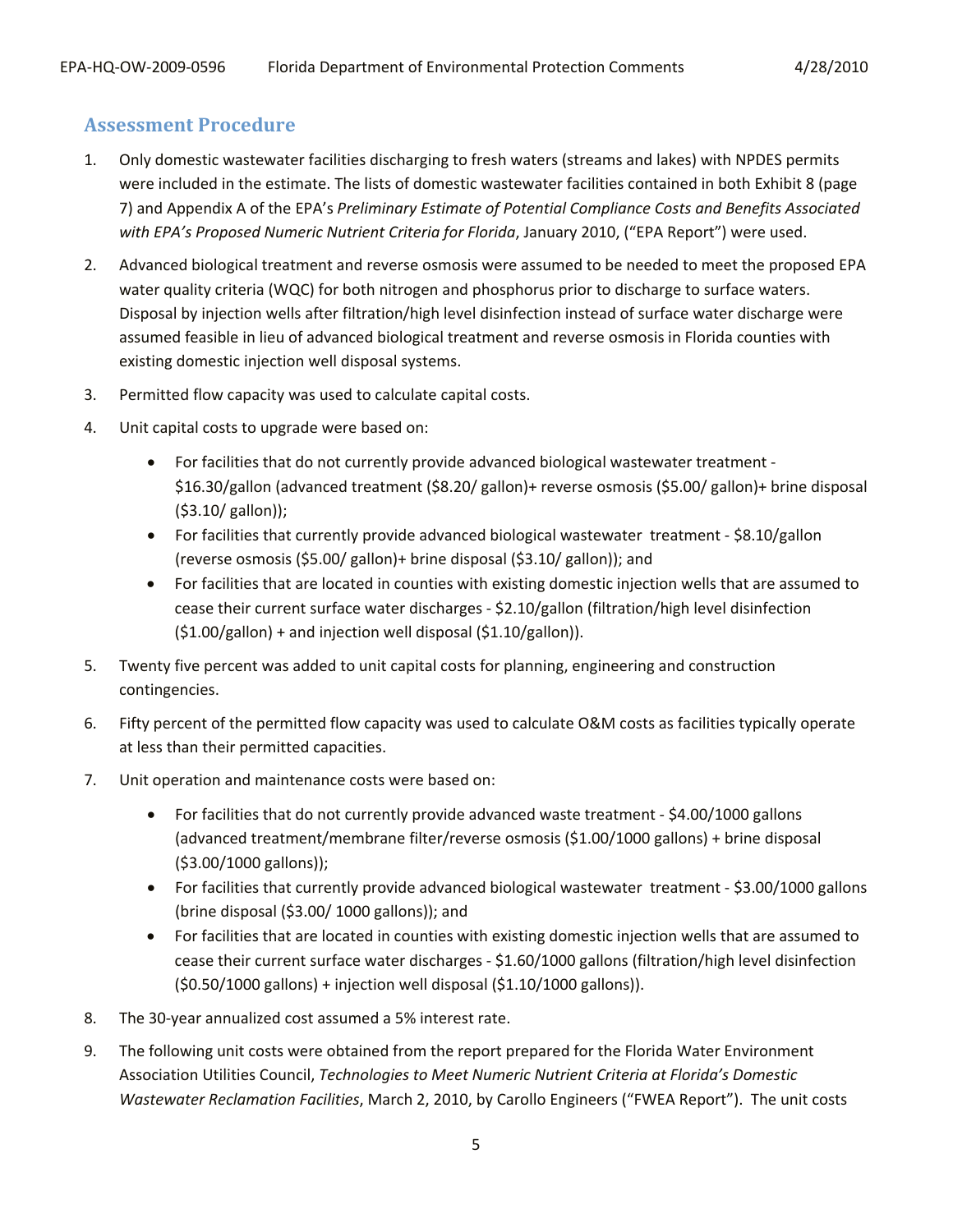## Assessment Procedure

1. Only domestic wastewater facilities discharging to fresh waters (streams and lakes) with NPDES permits were included in the estimate. The lists of domestic wastewater facilities contained in both Exhibit 8 (page 7) and Appendix A of the EPA's *Preliminary Estimate of Potential Compliance Costs and Benefits Associated with EPA's Proposed Numeric Nutrient Criteria for Florida*, January 2010, ("EPA Report") were used.

2. Advanced biological treatment and reverse osmosis were assumed to be needed to meet the proposed EPA water quality criteria (WQC) for both nitrogen and phosphorus prior to discharge to surface waters. Disposal by injection wells after filtration/high level disinfection instead of surface water discharge were assumed feasible in lieu of advanced biological treatment and reverse osmosis in Florida counties with existing domestic injection well disposal systems.

3. Permitted flow capacity was used to calculate capital costs.

4. Unit capital costs to upgrade were based on:

   - For facilities that do not currently provide advanced biological wastewater treatment - $16.30/gallon (advanced treatment ($8.20/ gallon)+ reverse osmosis ($5.00/ gallon)+ brine disposal ($3.10/ gallon));
   - For facilities that currently provide advanced biological wastewater treatment - $8.10/gallon (reverse osmosis ($5.00/ gallon)+ brine disposal ($3.10/ gallon)); and
   - For facilities that are located in counties with existing domestic injection wells that are assumed to cease their current surface water discharges - $2.10/gallon (filtration/high level disinfection ($1.00/gallon) + and injection well disposal ($1.10/gallon)).

5. Twenty five percent was added to unit capital costs for planning, engineering and construction contingencies.

6. Fifty percent of the permitted flow capacity was used to calculate O&M costs as facilities typically operate at less than their permitted capacities.

7. Unit operation and maintenance costs were based on:

   - For facilities that do not currently provide advanced waste treatment - $4.00/1000 gallons (advanced treatment/membrane filter/reverse osmosis ($1.00/1000 gallons) + brine disposal ($3.00/1000 gallons));
   - For facilities that currently provide advanced biological wastewater treatment - $3.00/1000 gallons (brine disposal ($3.00/ 1000 gallons)); and
   - For facilities that are located in counties with existing domestic injection wells that are assumed to cease their current surface water discharges - $1.60/1000 gallons (filtration/high level disinfection ($0.50/1000 gallons) + injection well disposal ($1.10/1000 gallons)).

8. The 30-year annualized cost assumed a 5% interest rate.

9. The following unit costs were obtained from the report prepared for the Florida Water Environment Association Utilities Council, *Technologies to Meet Numeric Nutrient Criteria at Florida's Domestic Wastewater Reclamation Facilities*, March 2, 2010, by Carollo Engineers ("FWEA Report"). The unit costs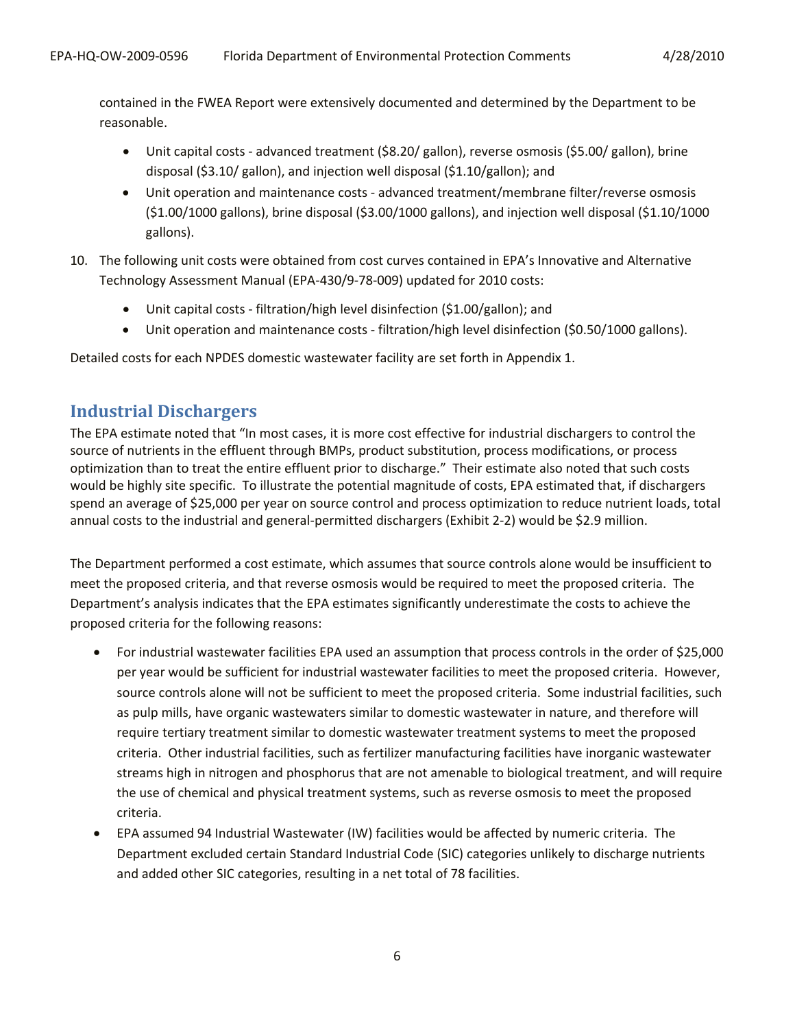contained in the FWEA Report were extensively documented and determined by the Department to be reasonable.

- Unit capital costs - advanced treatment ($8.20/ gallon), reverse osmosis ($5.00/ gallon), brine disposal ($3.10/ gallon), and injection well disposal ($1.10/gallon); and
- Unit operation and maintenance costs - advanced treatment/membrane filter/reverse osmosis ($1.00/1000 gallons), brine disposal ($3.00/1000 gallons), and injection well disposal ($1.10/1000 gallons).

10. The following unit costs were obtained from cost curves contained in EPA's Innovative and Alternative Technology Assessment Manual (EPA-430/9-78-009) updated for 2010 costs:

    - Unit capital costs - filtration/high level disinfection ($1.00/gallon); and
    - Unit operation and maintenance costs - filtration/high level disinfection ($0.50/1000 gallons).

Detailed costs for each NPDES domestic wastewater facility are set forth in Appendix 1.

## Industrial Dischargers

The EPA estimate noted that "In most cases, it is more cost effective for industrial dischargers to control the source of nutrients in the effluent through BMPs, product substitution, process modifications, or process optimization than to treat the entire effluent prior to discharge." Their estimate also noted that such costs would be highly site specific. To illustrate the potential magnitude of costs, EPA estimated that, if dischargers spend an average of $25,000 per year on source control and process optimization to reduce nutrient loads, total annual costs to the industrial and general-permitted dischargers (Exhibit 2-2) would be $2.9 million.

The Department performed a cost estimate, which assumes that source controls alone would be insufficient to meet the proposed criteria, and that reverse osmosis would be required to meet the proposed criteria. The Department's analysis indicates that the EPA estimates significantly underestimate the costs to achieve the proposed criteria for the following reasons:

- For industrial wastewater facilities EPA used an assumption that process controls in the order of $25,000 per year would be sufficient for industrial wastewater facilities to meet the proposed criteria. However, source controls alone will not be sufficient to meet the proposed criteria. Some industrial facilities, such as pulp mills, have organic wastewaters similar to domestic wastewater in nature, and therefore will require tertiary treatment similar to domestic wastewater treatment systems to meet the proposed criteria. Other industrial facilities, such as fertilizer manufacturing facilities have inorganic wastewater streams high in nitrogen and phosphorus that are not amenable to biological treatment, and will require the use of chemical and physical treatment systems, such as reverse osmosis to meet the proposed criteria.
- EPA assumed 94 Industrial Wastewater (IW) facilities would be affected by numeric criteria. The Department excluded certain Standard Industrial Code (SIC) categories unlikely to discharge nutrients and added other SIC categories, resulting in a net total of 78 facilities.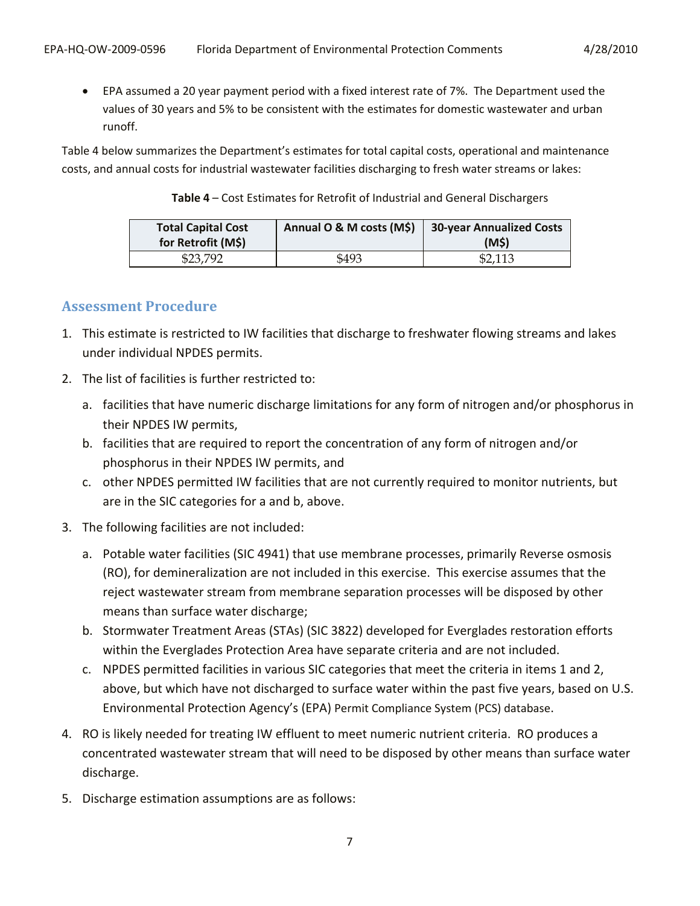- EPA assumed a 20 year payment period with a fixed interest rate of 7%. The Department used the values of 30 years and 5% to be consistent with the estimates for domestic wastewater and urban runoff.

Table 4 below summarizes the Department's estimates for total capital costs, operational and maintenance costs, and annual costs for industrial wastewater facilities discharging to fresh water streams or lakes:

**Table 4** – Cost Estimates for Retrofit of Industrial and General Dischargers

| Total Capital Cost for Retrofit (M$) | Annual O & M costs (M$) | 30-year Annualized Costs (M$) |
|---|---|---|
| $23,792 | $493 | $2,113 |

## Assessment Procedure

1. This estimate is restricted to IW facilities that discharge to freshwater flowing streams and lakes under individual NPDES permits.
2. The list of facilities is further restricted to:
   a. facilities that have numeric discharge limitations for any form of nitrogen and/or phosphorus in their NPDES IW permits,
   b. facilities that are required to report the concentration of any form of nitrogen and/or phosphorus in their NPDES IW permits, and
   c. other NPDES permitted IW facilities that are not currently required to monitor nutrients, but are in the SIC categories for a and b, above.
3. The following facilities are not included:
   a. Potable water facilities (SIC 4941) that use membrane processes, primarily Reverse osmosis (RO), for demineralization are not included in this exercise. This exercise assumes that the reject wastewater stream from membrane separation processes will be disposed by other means than surface water discharge;
   b. Stormwater Treatment Areas (STAs) (SIC 3822) developed for Everglades restoration efforts within the Everglades Protection Area have separate criteria and are not included.
   c. NPDES permitted facilities in various SIC categories that meet the criteria in items 1 and 2, above, but which have not discharged to surface water within the past five years, based on U.S. Environmental Protection Agency's (EPA) Permit Compliance System (PCS) database.
4. RO is likely needed for treating IW effluent to meet numeric nutrient criteria. RO produces a concentrated wastewater stream that will need to be disposed by other means than surface water discharge.
5. Discharge estimation assumptions are as follows: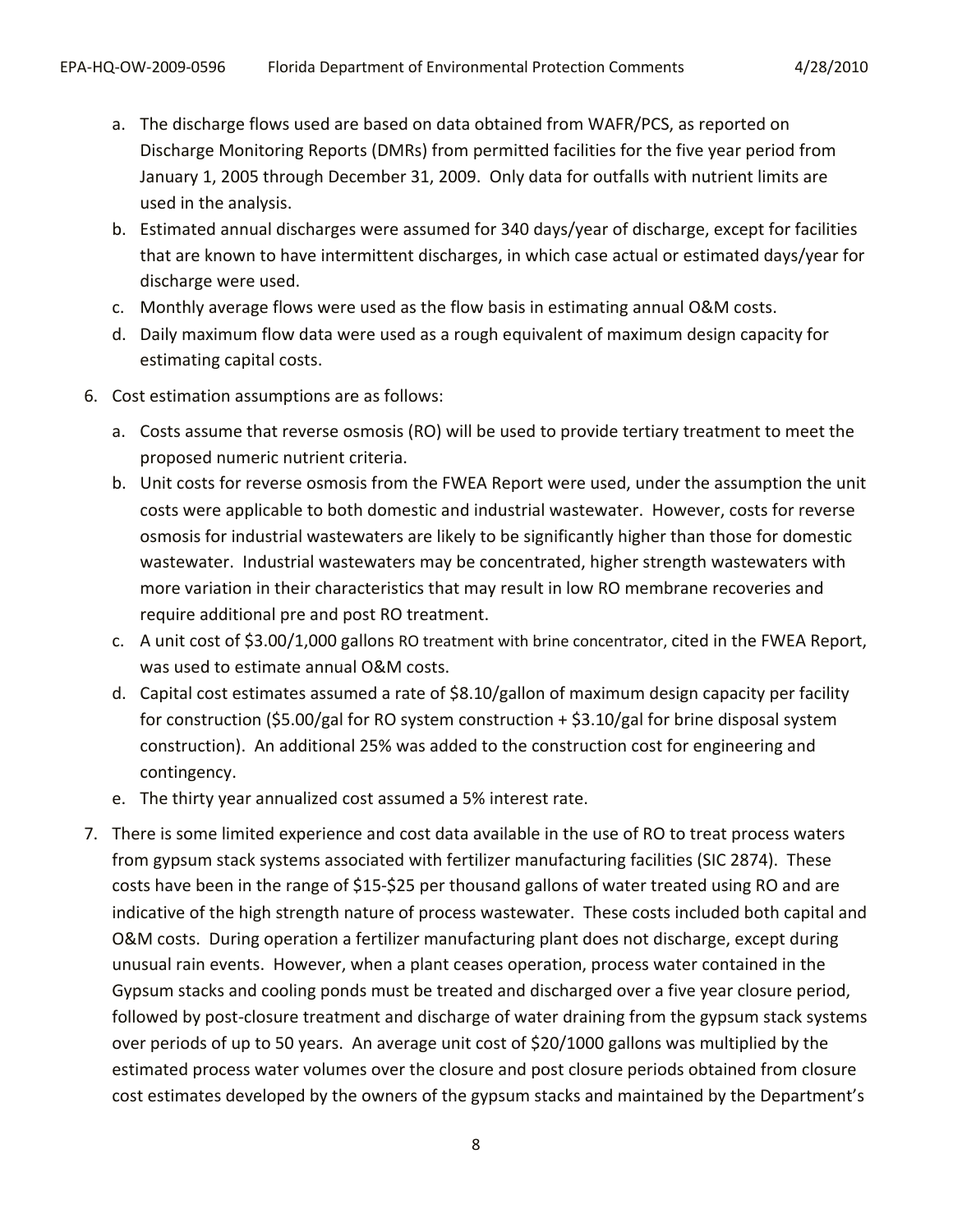a. The discharge flows used are based on data obtained from WAFR/PCS, as reported on Discharge Monitoring Reports (DMRs) from permitted facilities for the five year period from January 1, 2005 through December 31, 2009. Only data for outfalls with nutrient limits are used in the analysis.
b. Estimated annual discharges were assumed for 340 days/year of discharge, except for facilities that are known to have intermittent discharges, in which case actual or estimated days/year for discharge were used.
c. Monthly average flows were used as the flow basis in estimating annual O&M costs.
d. Daily maximum flow data were used as a rough equivalent of maximum design capacity for estimating capital costs.

6. Cost estimation assumptions are as follows:
   a. Costs assume that reverse osmosis (RO) will be used to provide tertiary treatment to meet the proposed numeric nutrient criteria.
   b. Unit costs for reverse osmosis from the FWEA Report were used, under the assumption the unit costs were applicable to both domestic and industrial wastewater. However, costs for reverse osmosis for industrial wastewaters are likely to be significantly higher than those for domestic wastewater. Industrial wastewaters may be concentrated, higher strength wastewaters with more variation in their characteristics that may result in low RO membrane recoveries and require additional pre and post RO treatment.
   c. A unit cost of $3.00/1,000 gallons RO treatment with brine concentrator, cited in the FWEA Report, was used to estimate annual O&M costs.
   d. Capital cost estimates assumed a rate of $8.10/gallon of maximum design capacity per facility for construction ($5.00/gal for RO system construction + $3.10/gal for brine disposal system construction). An additional 25% was added to the construction cost for engineering and contingency.
   e. The thirty year annualized cost assumed a 5% interest rate.

7. There is some limited experience and cost data available in the use of RO to treat process waters from gypsum stack systems associated with fertilizer manufacturing facilities (SIC 2874). These costs have been in the range of $15-$25 per thousand gallons of water treated using RO and are indicative of the high strength nature of process wastewater. These costs included both capital and O&M costs. During operation a fertilizer manufacturing plant does not discharge, except during unusual rain events. However, when a plant ceases operation, process water contained in the Gypsum stacks and cooling ponds must be treated and discharged over a five year closure period, followed by post-closure treatment and discharge of water draining from the gypsum stack systems over periods of up to 50 years. An average unit cost of $20/1000 gallons was multiplied by the estimated process water volumes over the closure and post closure periods obtained from closure cost estimates developed by the owners of the gypsum stacks and maintained by the Department's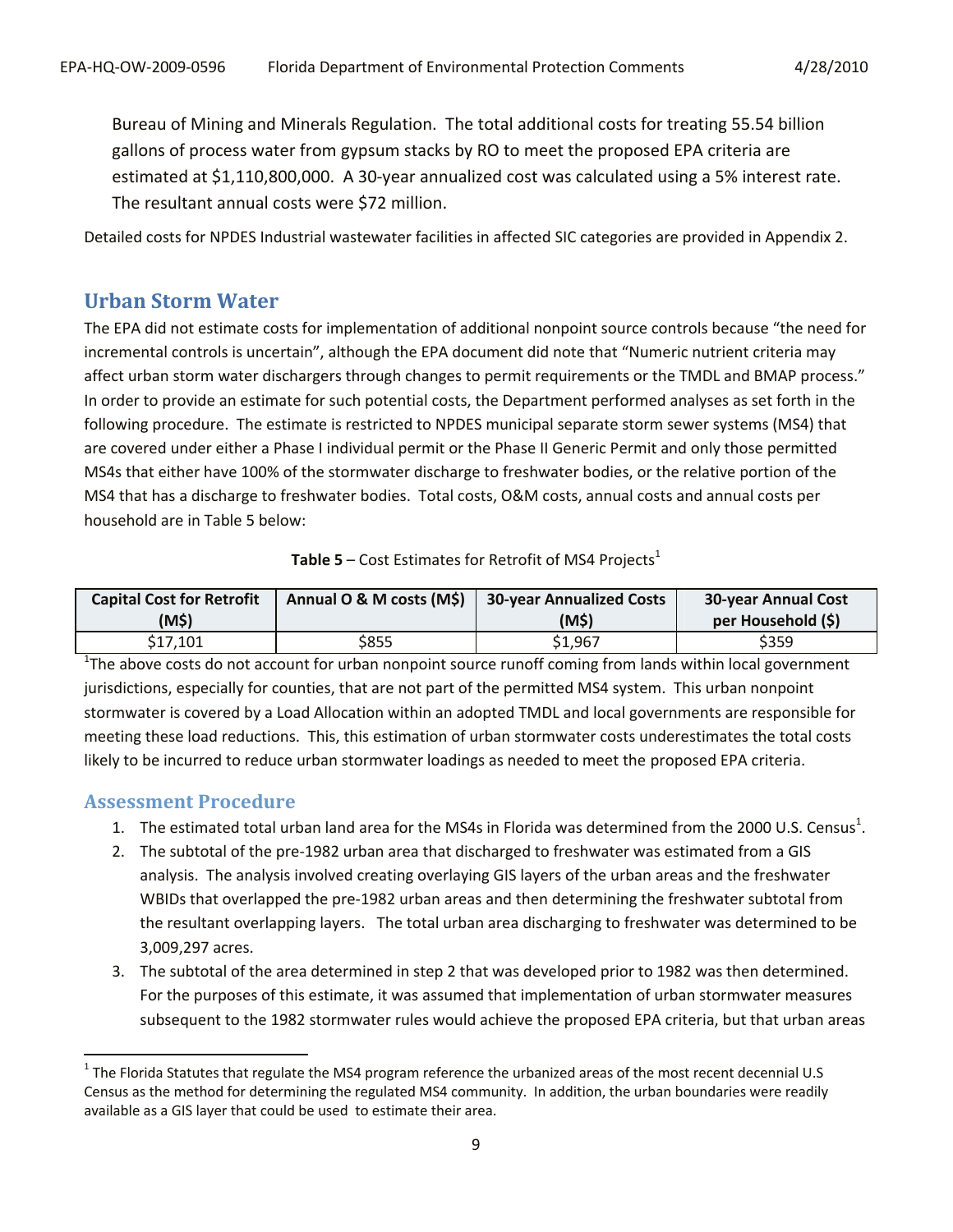Bureau of Mining and Minerals Regulation. The total additional costs for treating 55.54 billion gallons of process water from gypsum stacks by RO to meet the proposed EPA criteria are estimated at $1,110,800,000. A 30-year annualized cost was calculated using a 5% interest rate. The resultant annual costs were $72 million.

Detailed costs for NPDES Industrial wastewater facilities in affected SIC categories are provided in Appendix 2.

## Urban Storm Water

The EPA did not estimate costs for implementation of additional nonpoint source controls because "the need for incremental controls is uncertain", although the EPA document did note that "Numeric nutrient criteria may affect urban storm water dischargers through changes to permit requirements or the TMDL and BMAP process." In order to provide an estimate for such potential costs, the Department performed analyses as set forth in the following procedure. The estimate is restricted to NPDES municipal separate storm sewer systems (MS4) that are covered under either a Phase I individual permit or the Phase II Generic Permit and only those permitted MS4s that either have 100% of the stormwater discharge to freshwater bodies, or the relative portion of the MS4 that has a discharge to freshwater bodies. Total costs, O&M costs, annual costs and annual costs per household are in Table 5 below:

**Table 5** – Cost Estimates for Retrofit of MS4 Projects[1]

| Capital Cost for Retrofit (M$) | Annual O & M costs (M$) | 30-year Annualized Costs (M$) | 30-year Annual Cost per Household ($) |
|---|---|---|---|
| $17,101 | $855 | $1,967 | $359 |

[1]The above costs do not account for urban nonpoint source runoff coming from lands within local government jurisdictions, especially for counties, that are not part of the permitted MS4 system. This urban nonpoint stormwater is covered by a Load Allocation within an adopted TMDL and local governments are responsible for meeting these load reductions. This, this estimation of urban stormwater costs underestimates the total costs likely to be incurred to reduce urban stormwater loadings as needed to meet the proposed EPA criteria.

### Assessment Procedure

1. The estimated total urban land area for the MS4s in Florida was determined from the 2000 U.S. Census[1].
2. The subtotal of the pre-1982 urban area that discharged to freshwater was estimated from a GIS analysis. The analysis involved creating overlaying GIS layers of the urban areas and the freshwater WBIDs that overlapped the pre-1982 urban areas and then determining the freshwater subtotal from the resultant overlapping layers. The total urban area discharging to freshwater was determined to be 3,009,297 acres.
3. The subtotal of the area determined in step 2 that was developed prior to 1982 was then determined. For the purposes of this estimate, it was assumed that implementation of urban stormwater measures subsequent to the 1982 stormwater rules would achieve the proposed EPA criteria, but that urban areas

[1] The Florida Statutes that regulate the MS4 program reference the urbanized areas of the most recent decennial U.S Census as the method for determining the regulated MS4 community. In addition, the urban boundaries were readily available as a GIS layer that could be used to estimate their area.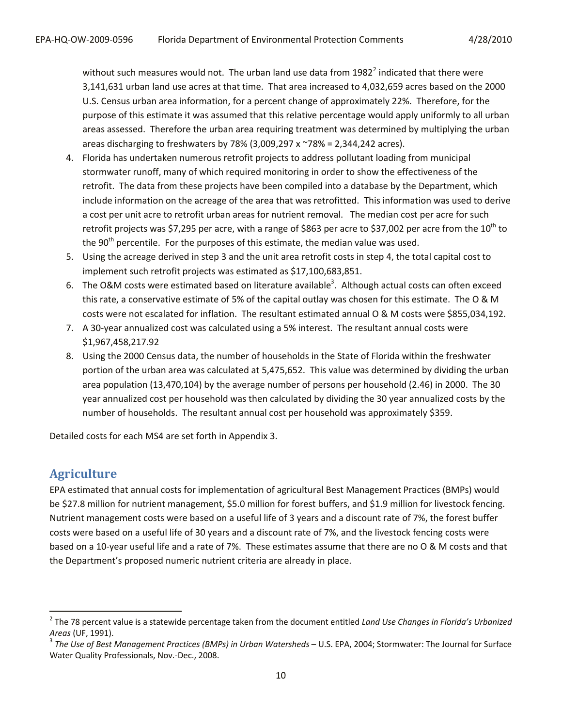without such measures would not. The urban land use data from 1982[2] indicated that there were 3,141,631 urban land use acres at that time. That area increased to 4,032,659 acres based on the 2000 U.S. Census urban area information, for a percent change of approximately 22%. Therefore, for the purpose of this estimate it was assumed that this relative percentage would apply uniformly to all urban areas assessed. Therefore the urban area requiring treatment was determined by multiplying the urban areas discharging to freshwaters by 78% (3,009,297 x ~78% = 2,344,242 acres).

4. Florida has undertaken numerous retrofit projects to address pollutant loading from municipal stormwater runoff, many of which required monitoring in order to show the effectiveness of the retrofit. The data from these projects have been compiled into a database by the Department, which include information on the acreage of the area that was retrofitted. This information was used to derive a cost per unit acre to retrofit urban areas for nutrient removal. The median cost per acre for such retrofit projects was $7,295 per acre, with a range of $863 per acre to $37,002 per acre from the 10th to the 90th percentile. For the purposes of this estimate, the median value was used.
5. Using the acreage derived in step 3 and the unit area retrofit costs in step 4, the total capital cost to implement such retrofit projects was estimated as $17,100,683,851.
6. The O&M costs were estimated based on literature available[3]. Although actual costs can often exceed this rate, a conservative estimate of 5% of the capital outlay was chosen for this estimate. The O & M costs were not escalated for inflation. The resultant estimated annual O & M costs were $855,034,192.
7. A 30-year annualized cost was calculated using a 5% interest. The resultant annual costs were $1,967,458,217.92
8. Using the 2000 Census data, the number of households in the State of Florida within the freshwater portion of the urban area was calculated at 5,475,652. This value was determined by dividing the urban area population (13,470,104) by the average number of persons per household (2.46) in 2000. The 30 year annualized cost per household was then calculated by dividing the 30 year annualized costs by the number of households. The resultant annual cost per household was approximately $359.

Detailed costs for each MS4 are set forth in Appendix 3.

## Agriculture

EPA estimated that annual costs for implementation of agricultural Best Management Practices (BMPs) would be $27.8 million for nutrient management, $5.0 million for forest buffers, and $1.9 million for livestock fencing. Nutrient management costs were based on a useful life of 3 years and a discount rate of 7%, the forest buffer costs were based on a useful life of 30 years and a discount rate of 7%, and the livestock fencing costs were based on a 10-year useful life and a rate of 7%. These estimates assume that there are no O & M costs and that the Department's proposed numeric nutrient criteria are already in place.

---

[2] The 78 percent value is a statewide percentage taken from the document entitled *Land Use Changes in Florida's Urbanized Areas* (UF, 1991).

[3] *The Use of Best Management Practices (BMPs) in Urban Watersheds* – U.S. EPA, 2004; Stormwater: The Journal for Surface Water Quality Professionals, Nov.-Dec., 2008.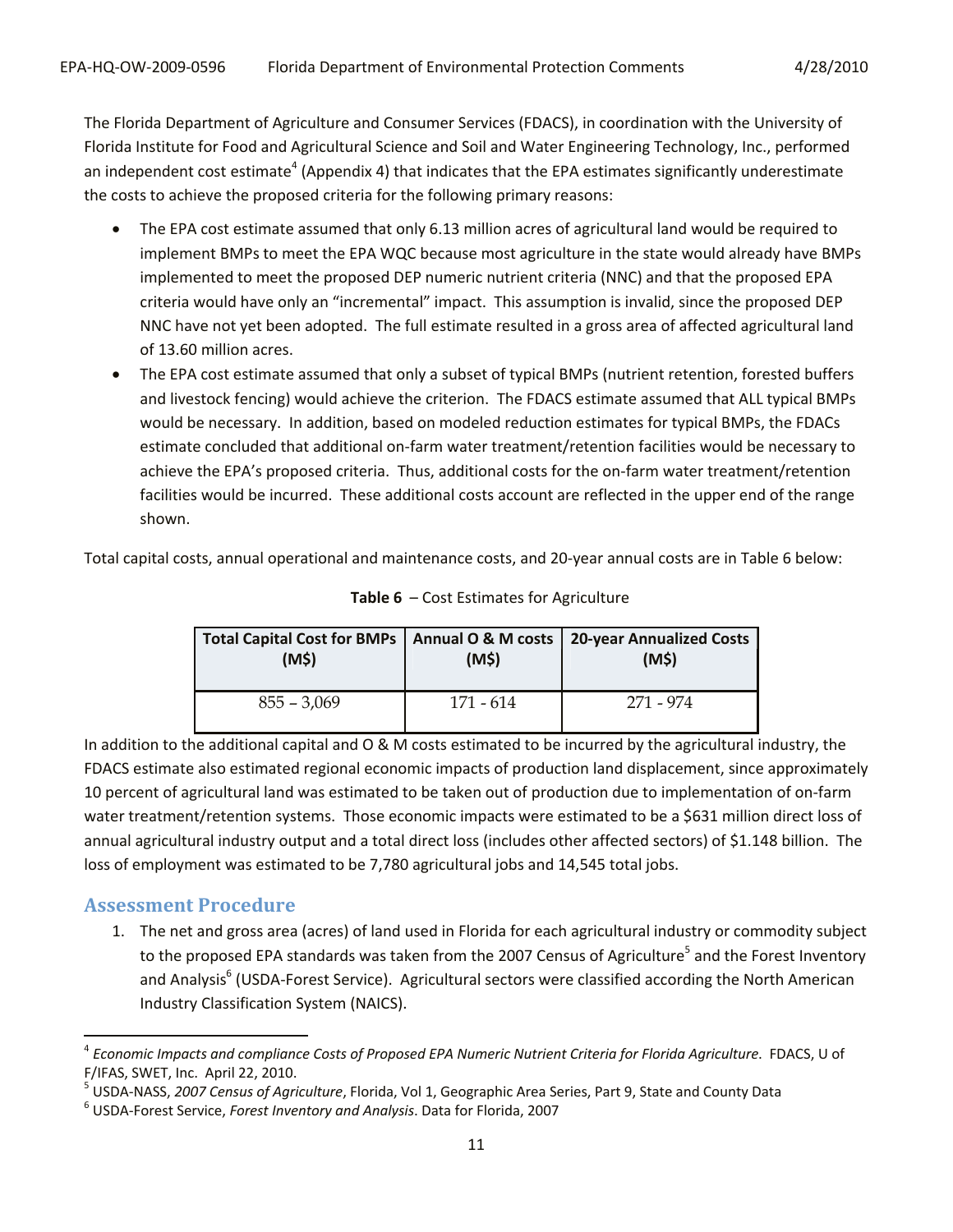The Florida Department of Agriculture and Consumer Services (FDACS), in coordination with the University of Florida Institute for Food and Agricultural Science and Soil and Water Engineering Technology, Inc., performed an independent cost estimate[4] (Appendix 4) that indicates that the EPA estimates significantly underestimate the costs to achieve the proposed criteria for the following primary reasons:

- The EPA cost estimate assumed that only 6.13 million acres of agricultural land would be required to implement BMPs to meet the EPA WQC because most agriculture in the state would already have BMPs implemented to meet the proposed DEP numeric nutrient criteria (NNC) and that the proposed EPA criteria would have only an "incremental" impact. This assumption is invalid, since the proposed DEP NNC have not yet been adopted. The full estimate resulted in a gross area of affected agricultural land of 13.60 million acres.
- The EPA cost estimate assumed that only a subset of typical BMPs (nutrient retention, forested buffers and livestock fencing) would achieve the criterion. The FDACS estimate assumed that ALL typical BMPs would be necessary. In addition, based on modeled reduction estimates for typical BMPs, the FDACs estimate concluded that additional on-farm water treatment/retention facilities would be necessary to achieve the EPA's proposed criteria. Thus, additional costs for the on-farm water treatment/retention facilities would be incurred. These additional costs account are reflected in the upper end of the range shown.

Total capital costs, annual operational and maintenance costs, and 20-year annual costs are in Table 6 below:

**Table 6** – Cost Estimates for Agriculture

| Total Capital Cost for BMPs (M$) | Annual O & M costs (M$) | 20-year Annualized Costs (M$) |
|---|---|---|
| 855 – 3,069 | 171 - 614 | 271 - 974 |

In addition to the additional capital and O & M costs estimated to be incurred by the agricultural industry, the FDACS estimate also estimated regional economic impacts of production land displacement, since approximately 10 percent of agricultural land was estimated to be taken out of production due to implementation of on-farm water treatment/retention systems. Those economic impacts were estimated to be a $631 million direct loss of annual agricultural industry output and a total direct loss (includes other affected sectors) of $1.148 billion. The loss of employment was estimated to be 7,780 agricultural jobs and 14,545 total jobs.

## Assessment Procedure

1. The net and gross area (acres) of land used in Florida for each agricultural industry or commodity subject to the proposed EPA standards was taken from the 2007 Census of Agriculture[5] and the Forest Inventory and Analysis[6] (USDA-Forest Service). Agricultural sectors were classified according the North American Industry Classification System (NAICS).

---

[4] *Economic Impacts and compliance Costs of Proposed EPA Numeric Nutrient Criteria for Florida Agriculture.* FDACS, U of F/IFAS, SWET, Inc. April 22, 2010.

[5] USDA-NASS, *2007 Census of Agriculture*, Florida, Vol 1, Geographic Area Series, Part 9, State and County Data

[6] USDA-Forest Service, *Forest Inventory and Analysis*. Data for Florida, 2007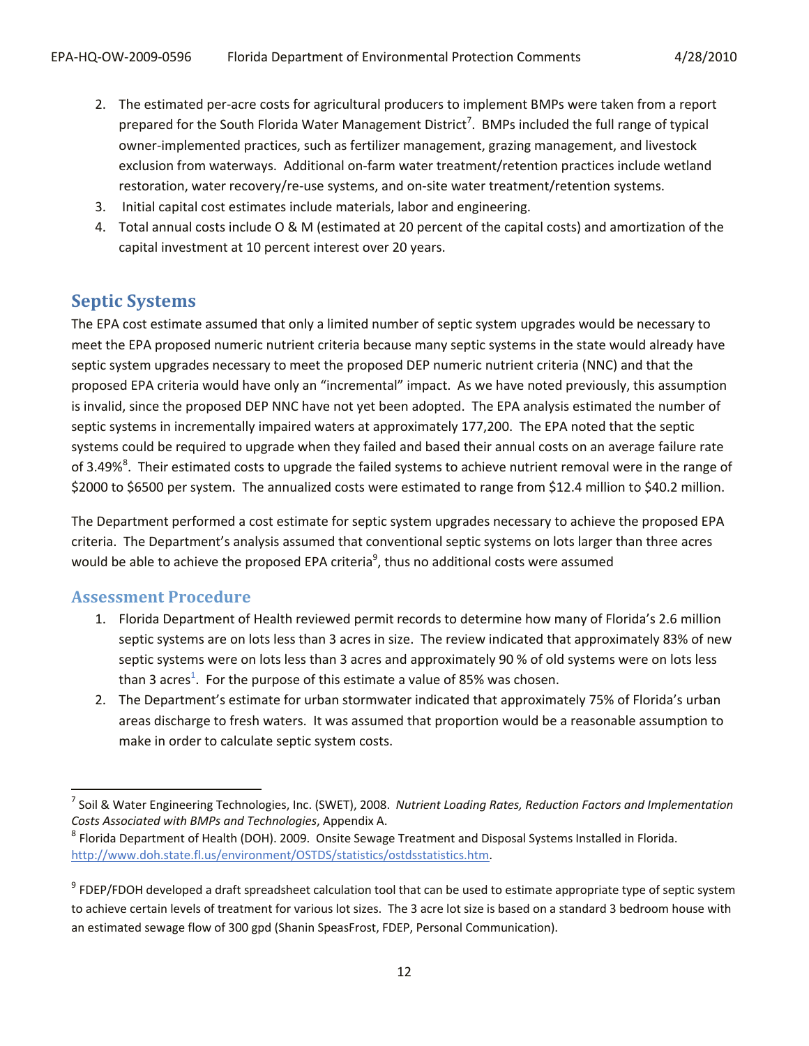2. The estimated per-acre costs for agricultural producers to implement BMPs were taken from a report prepared for the South Florida Water Management District[7]. BMPs included the full range of typical owner-implemented practices, such as fertilizer management, grazing management, and livestock exclusion from waterways. Additional on-farm water treatment/retention practices include wetland restoration, water recovery/re-use systems, and on-site water treatment/retention systems.
3. Initial capital cost estimates include materials, labor and engineering.
4. Total annual costs include O & M (estimated at 20 percent of the capital costs) and amortization of the capital investment at 10 percent interest over 20 years.

## Septic Systems

The EPA cost estimate assumed that only a limited number of septic system upgrades would be necessary to meet the EPA proposed numeric nutrient criteria because many septic systems in the state would already have septic system upgrades necessary to meet the proposed DEP numeric nutrient criteria (NNC) and that the proposed EPA criteria would have only an "incremental" impact. As we have noted previously, this assumption is invalid, since the proposed DEP NNC have not yet been adopted. The EPA analysis estimated the number of septic systems in incrementally impaired waters at approximately 177,200. The EPA noted that the septic systems could be required to upgrade when they failed and based their annual costs on an average failure rate of 3.49%[8]. Their estimated costs to upgrade the failed systems to achieve nutrient removal were in the range of $2000 to $6500 per system. The annualized costs were estimated to range from $12.4 million to $40.2 million.

The Department performed a cost estimate for septic system upgrades necessary to achieve the proposed EPA criteria. The Department's analysis assumed that conventional septic systems on lots larger than three acres would be able to achieve the proposed EPA criteria[9], thus no additional costs were assumed

### Assessment Procedure

1. Florida Department of Health reviewed permit records to determine how many of Florida's 2.6 million septic systems are on lots less than 3 acres in size. The review indicated that approximately 83% of new septic systems were on lots less than 3 acres and approximately 90 % of old systems were on lots less than 3 acres[1]. For the purpose of this estimate a value of 85% was chosen.
2. The Department's estimate for urban stormwater indicated that approximately 75% of Florida's urban areas discharge to fresh waters. It was assumed that proportion would be a reasonable assumption to make in order to calculate septic system costs.

---

[7] Soil & Water Engineering Technologies, Inc. (SWET), 2008. *Nutrient Loading Rates, Reduction Factors and Implementation Costs Associated with BMPs and Technologies*, Appendix A.

[8] Florida Department of Health (DOH). 2009. Onsite Sewage Treatment and Disposal Systems Installed in Florida. http://www.doh.state.fl.us/environment/OSTDS/statistics/ostdsstatistics.htm.

[9] FDEP/FDOH developed a draft spreadsheet calculation tool that can be used to estimate appropriate type of septic system to achieve certain levels of treatment for various lot sizes. The 3 acre lot size is based on a standard 3 bedroom house with an estimated sewage flow of 300 gpd (Shanin SpeasFrost, FDEP, Personal Communication).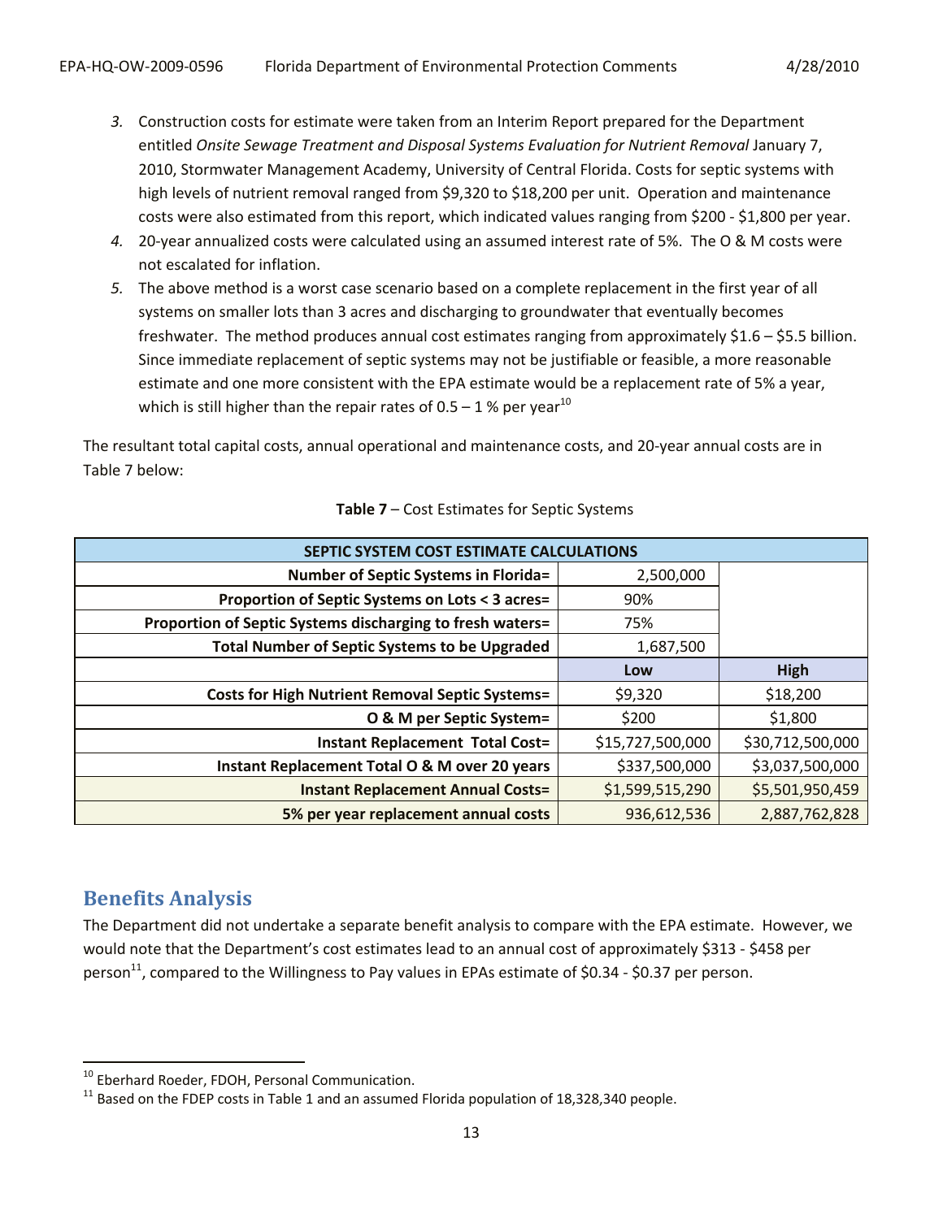3. Construction costs for estimate were taken from an Interim Report prepared for the Department entitled *Onsite Sewage Treatment and Disposal Systems Evaluation for Nutrient Removal* January 7, 2010, Stormwater Management Academy, University of Central Florida. Costs for septic systems with high levels of nutrient removal ranged from $9,320 to $18,200 per unit. Operation and maintenance costs were also estimated from this report, which indicated values ranging from $200 - $1,800 per year.
4. 20-year annualized costs were calculated using an assumed interest rate of 5%. The O & M costs were not escalated for inflation.
5. The above method is a worst case scenario based on a complete replacement in the first year of all systems on smaller lots than 3 acres and discharging to groundwater that eventually becomes freshwater. The method produces annual cost estimates ranging from approximately $1.6 – $5.5 billion. Since immediate replacement of septic systems may not be justifiable or feasible, a more reasonable estimate and one more consistent with the EPA estimate would be a replacement rate of 5% a year, which is still higher than the repair rates of 0.5 – 1 % per year[10]

The resultant total capital costs, annual operational and maintenance costs, and 20-year annual costs are in Table 7 below:

**Table 7** – Cost Estimates for Septic Systems

| SEPTIC SYSTEM COST ESTIMATE CALCULATIONS | | |
|---|---|---|
| **Number of Septic Systems in Florida=** | 2,500,000 | |
| **Proportion of Septic Systems on Lots < 3 acres=** | 90% | |
| **Proportion of Septic Systems discharging to fresh waters=** | 75% | |
| **Total Number of Septic Systems to be Upgraded** | 1,687,500 | |
| | **Low** | **High** |
| **Costs for High Nutrient Removal Septic Systems=** | $9,320 | $18,200 |
| **O & M per Septic System=** | $200 | $1,800 |
| **Instant Replacement Total Cost=** | $15,727,500,000 | $30,712,500,000 |
| **Instant Replacement Total O & M over 20 years** | $337,500,000 | $3,037,500,000 |
| **Instant Replacement Annual Costs=** | $1,599,515,290 | $5,501,950,459 |
| **5% per year replacement annual costs** | 936,612,536 | 2,887,762,828 |

## Benefits Analysis

The Department did not undertake a separate benefit analysis to compare with the EPA estimate. However, we would note that the Department's cost estimates lead to an annual cost of approximately $313 - $458 per person[11], compared to the Willingness to Pay values in EPAs estimate of $0.34 - $0.37 per person.

[10] Eberhard Roeder, FDOH, Personal Communication.

[11] Based on the FDEP costs in Table 1 and an assumed Florida population of 18,328,340 people.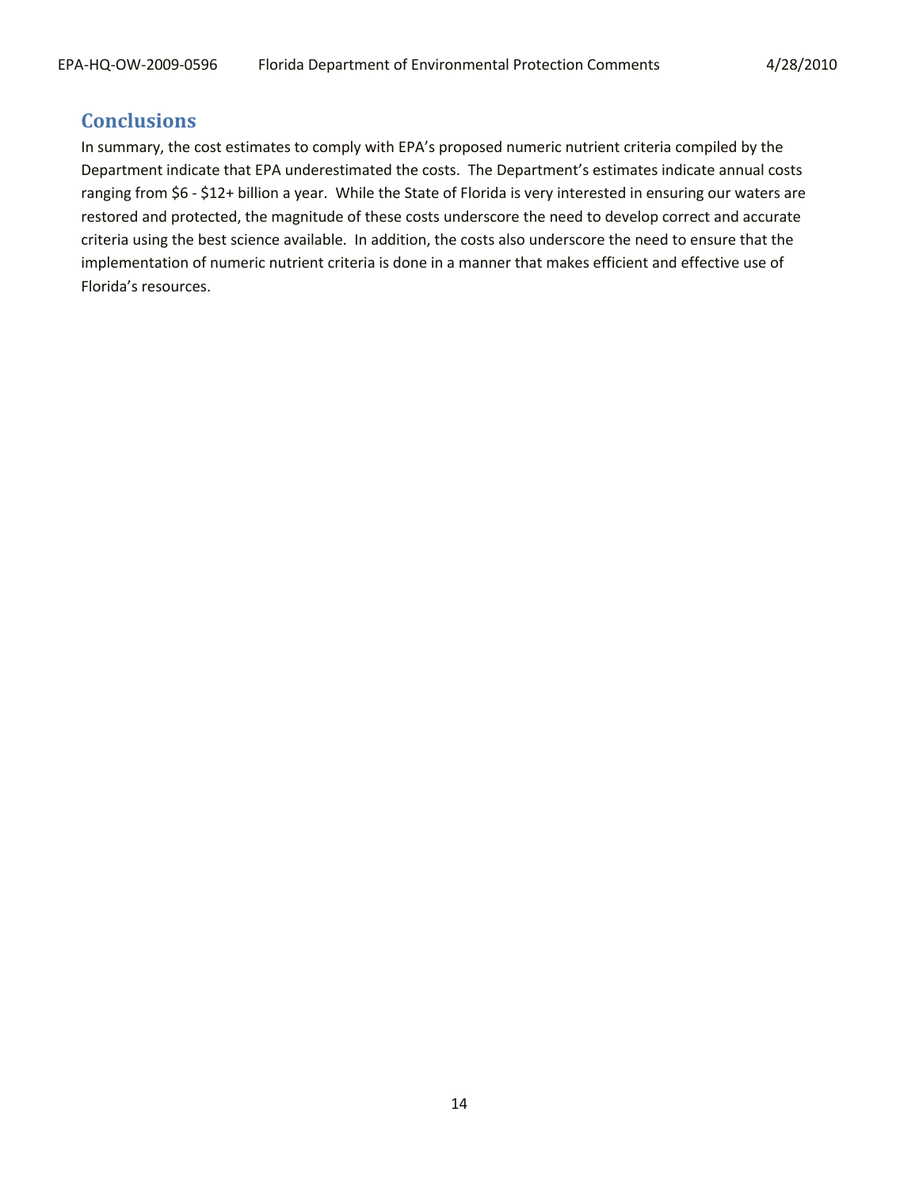## Conclusions

In summary, the cost estimates to comply with EPA's proposed numeric nutrient criteria compiled by the Department indicate that EPA underestimated the costs. The Department's estimates indicate annual costs ranging from $6 - $12+ billion a year. While the State of Florida is very interested in ensuring our waters are restored and protected, the magnitude of these costs underscore the need to develop correct and accurate criteria using the best science available. In addition, the costs also underscore the need to ensure that the implementation of numeric nutrient criteria is done in a manner that makes efficient and effective use of Florida's resources.